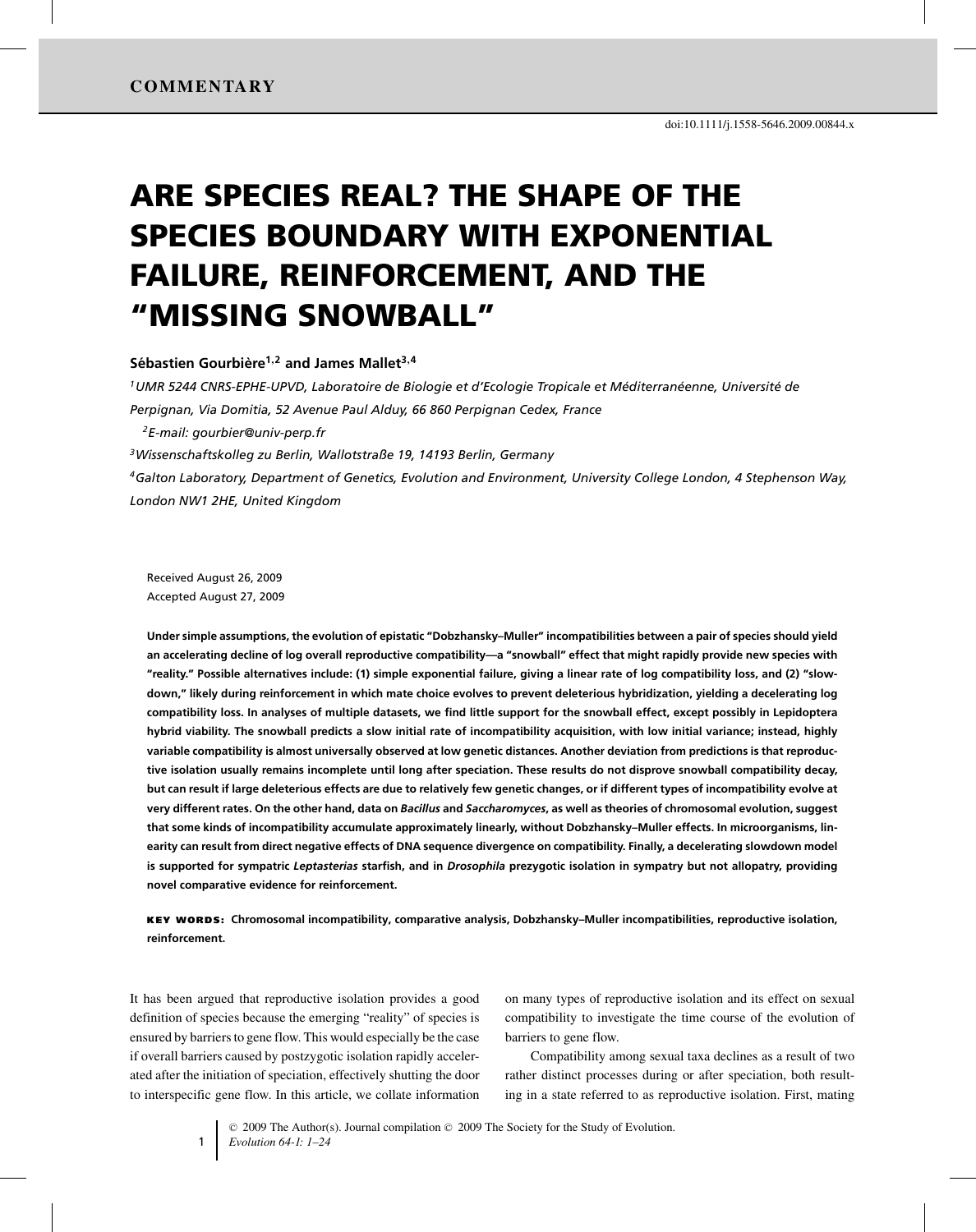COMMENTARY

doi:10.1111/j.1558-5646.2009.00844.x

# ARE SPECIES REAL? THE SHAPE OF THE SPECIES BOUNDARY WITH EXPONENTIAL FAILURE, REINFORCEMENT, AND THE "MISSING SNOWBALL"

**Sébastien Gourbière[1,2] and James Mallet[3,4]**

*[1]UMR 5244 CNRS-EPHE-UPVD, Laboratoire de Biologie et d'Ecologie Tropicale et Méditerranéenne, Université de Perpignan, Via Domitia, 52 Avenue Paul Alduy, 66 860 Perpignan Cedex, France*

*[2]E-mail: gourbier@univ-perp.fr*

*[3]Wissenschaftskolleg zu Berlin, Wallotstraße 19, 14193 Berlin, Germany*

*[4]Galton Laboratory, Department of Genetics, Evolution and Environment, University College London, 4 Stephenson Way, London NW1 2HE, United Kingdom*

Received August 26, 2009
Accepted August 27, 2009

**Under simple assumptions, the evolution of epistatic "Dobzhansky–Muller" incompatibilities between a pair of species should yield an accelerating decline of log overall reproductive compatibility—a "snowball" effect that might rapidly provide new species with "reality." Possible alternatives include: (1) simple exponential failure, giving a linear rate of log compatibility loss, and (2) "slowdown," likely during reinforcement in which mate choice evolves to prevent deleterious hybridization, yielding a decelerating log compatibility loss. In analyses of multiple datasets, we find little support for the snowball effect, except possibly in Lepidoptera hybrid viability. The snowball predicts a slow initial rate of incompatibility acquisition, with low initial variance; instead, highly variable compatibility is almost universally observed at low genetic distances. Another deviation from predictions is that reproductive isolation usually remains incomplete until long after speciation. These results do not disprove snowball compatibility decay, but can result if large deleterious effects are due to relatively few genetic changes, or if different types of incompatibility evolve at very different rates. On the other hand, data on *Bacillus* and *Saccharomyces*, as well as theories of chromosomal evolution, suggest that some kinds of incompatibility accumulate approximately linearly, without Dobzhansky–Muller effects. In microorganisms, linearity can result from direct negative effects of DNA sequence divergence on compatibility. Finally, a decelerating slowdown model is supported for sympatric *Leptasterias* starfish, and in *Drosophila* prezygotic isolation in sympatry but not allopatry, providing novel comparative evidence for reinforcement.**

**KEY WORDS:** **Chromosomal incompatibility, comparative analysis, Dobzhansky–Muller incompatibilities, reproductive isolation, reinforcement.**

It has been argued that reproductive isolation provides a good definition of species because the emerging "reality" of species is ensured by barriers to gene flow. This would especially be the case if overall barriers caused by postzygotic isolation rapidly accelerated after the initiation of speciation, effectively shutting the door to interspecific gene flow. In this article, we collate information on many types of reproductive isolation and its effect on sexual compatibility to investigate the time course of the evolution of barriers to gene flow.

Compatibility among sexual taxa declines as a result of two rather distinct processes during or after speciation, both resulting in a state referred to as reproductive isolation. First, mating

© 2009 The Author(s). Journal compilation © 2009 The Society for the Study of Evolution.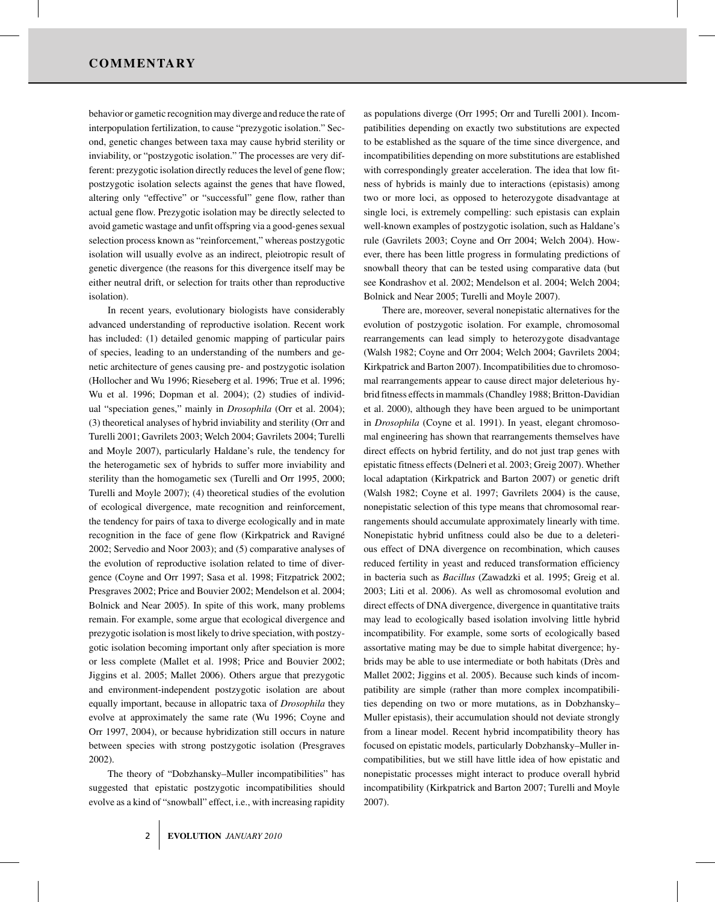behavior or gametic recognition may diverge and reduce the rate of interpopulation fertilization, to cause "prezygotic isolation." Second, genetic changes between taxa may cause hybrid sterility or inviability, or "postzygotic isolation." The processes are very different: prezygotic isolation directly reduces the level of gene flow; postzygotic isolation selects against the genes that have flowed, altering only "effective" or "successful" gene flow, rather than actual gene flow. Prezygotic isolation may be directly selected to avoid gametic wastage and unfit offspring via a good-genes sexual selection process known as "reinforcement," whereas postzygotic isolation will usually evolve as an indirect, pleiotropic result of genetic divergence (the reasons for this divergence itself may be either neutral drift, or selection for traits other than reproductive isolation).

In recent years, evolutionary biologists have considerably advanced understanding of reproductive isolation. Recent work has included: (1) detailed genomic mapping of particular pairs of species, leading to an understanding of the numbers and genetic architecture of genes causing pre- and postzygotic isolation (Hollocher and Wu 1996; Rieseberg et al. 1996; True et al. 1996; Wu et al. 1996; Dopman et al. 2004); (2) studies of individual "speciation genes," mainly in *Drosophila* (Orr et al. 2004); (3) theoretical analyses of hybrid inviability and sterility (Orr and Turelli 2001; Gavrilets 2003; Welch 2004; Gavrilets 2004; Turelli and Moyle 2007), particularly Haldane's rule, the tendency for the heterogametic sex of hybrids to suffer more inviability and sterility than the homogametic sex (Turelli and Orr 1995, 2000; Turelli and Moyle 2007); (4) theoretical studies of the evolution of ecological divergence, mate recognition and reinforcement, the tendency for pairs of taxa to diverge ecologically and in mate recognition in the face of gene flow (Kirkpatrick and Ravigné 2002; Servedio and Noor 2003); and (5) comparative analyses of the evolution of reproductive isolation related to time of divergence (Coyne and Orr 1997; Sasa et al. 1998; Fitzpatrick 2002; Presgraves 2002; Price and Bouvier 2002; Mendelson et al. 2004; Bolnick and Near 2005). In spite of this work, many problems remain. For example, some argue that ecological divergence and prezygotic isolation is most likely to drive speciation, with postzygotic isolation becoming important only after speciation is more or less complete (Mallet et al. 1998; Price and Bouvier 2002; Jiggins et al. 2005; Mallet 2006). Others argue that prezygotic and environment-independent postzygotic isolation are about equally important, because in allopatric taxa of *Drosophila* they evolve at approximately the same rate (Wu 1996; Coyne and Orr 1997, 2004), or because hybridization still occurs in nature between species with strong postzygotic isolation (Presgraves 2002).

The theory of "Dobzhansky–Muller incompatibilities" has suggested that epistatic postzygotic incompatibilities should evolve as a kind of "snowball" effect, i.e., with increasing rapidity as populations diverge (Orr 1995; Orr and Turelli 2001). Incompatibilities depending on exactly two substitutions are expected to be established as the square of the time since divergence, and incompatibilities depending on more substitutions are established with correspondingly greater acceleration. The idea that low fitness of hybrids is mainly due to interactions (epistasis) among two or more loci, as opposed to heterozygote disadvantage at single loci, is extremely compelling: such epistasis can explain well-known examples of postzygotic isolation, such as Haldane's rule (Gavrilets 2003; Coyne and Orr 2004; Welch 2004). However, there has been little progress in formulating predictions of snowball theory that can be tested using comparative data (but see Kondrashov et al. 2002; Mendelson et al. 2004; Welch 2004; Bolnick and Near 2005; Turelli and Moyle 2007).

There are, moreover, several nonepistatic alternatives for the evolution of postzygotic isolation. For example, chromosomal rearrangements can lead simply to heterozygote disadvantage (Walsh 1982; Coyne and Orr 2004; Welch 2004; Gavrilets 2004; Kirkpatrick and Barton 2007). Incompatibilities due to chromosomal rearrangements appear to cause direct major deleterious hybrid fitness effects in mammals (Chandley 1988; Britton-Davidian et al. 2000), although they have been argued to be unimportant in *Drosophila* (Coyne et al. 1991). In yeast, elegant chromosomal engineering has shown that rearrangements themselves have direct effects on hybrid fertility, and do not just trap genes with epistatic fitness effects (Delneri et al. 2003; Greig 2007). Whether local adaptation (Kirkpatrick and Barton 2007) or genetic drift (Walsh 1982; Coyne et al. 1997; Gavrilets 2004) is the cause, nonepistatic selection of this type means that chromosomal rearrangements should accumulate approximately linearly with time. Nonepistatic hybrid unfitness could also be due to a deleterious effect of DNA divergence on recombination, which causes reduced fertility in yeast and reduced transformation efficiency in bacteria such as *Bacillus* (Zawadzki et al. 1995; Greig et al. 2003; Liti et al. 2006). As well as chromosomal evolution and direct effects of DNA divergence, divergence in quantitative traits may lead to ecologically based isolation involving little hybrid incompatibility. For example, some sorts of ecologically based assortative mating may be due to simple habitat divergence; hybrids may be able to use intermediate or both habitats (Drès and Mallet 2002; Jiggins et al. 2005). Because such kinds of incompatibility are simple (rather than more complex incompatibilities depending on two or more mutations, as in Dobzhansky–Muller epistasis), their accumulation should not deviate strongly from a linear model. Recent hybrid incompatibility theory has focused on epistatic models, particularly Dobzhansky–Muller incompatibilities, but we still have little idea of how epistatic and nonepistatic processes might interact to produce overall hybrid incompatibility (Kirkpatrick and Barton 2007; Turelli and Moyle 2007).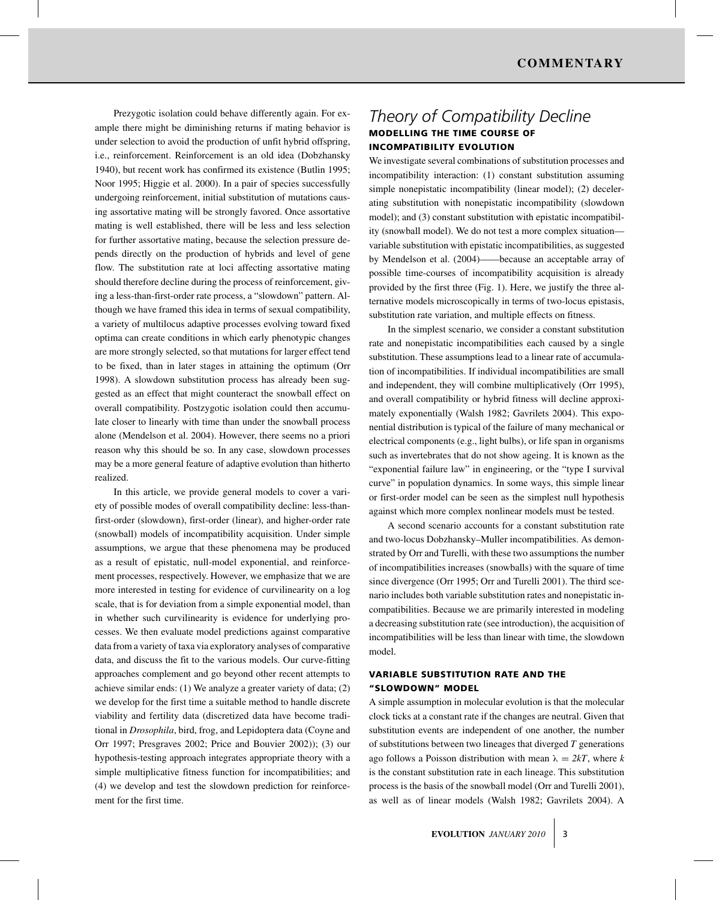Prezygotic isolation could behave differently again. For example there might be diminishing returns if mating behavior is under selection to avoid the production of unfit hybrid offspring, i.e., reinforcement. Reinforcement is an old idea (Dobzhansky 1940), but recent work has confirmed its existence (Butlin 1995; Noor 1995; Higgie et al. 2000). In a pair of species successfully undergoing reinforcement, initial substitution of mutations causing assortative mating will be strongly favored. Once assortative mating is well established, there will be less and less selection for further assortative mating, because the selection pressure depends directly on the production of hybrids and level of gene flow. The substitution rate at loci affecting assortative mating should therefore decline during the process of reinforcement, giving a less-than-first-order rate process, a "slowdown" pattern. Although we have framed this idea in terms of sexual compatibility, a variety of multilocus adaptive processes evolving toward fixed optima can create conditions in which early phenotypic changes are more strongly selected, so that mutations for larger effect tend to be fixed, than in later stages in attaining the optimum (Orr 1998). A slowdown substitution process has already been suggested as an effect that might counteract the snowball effect on overall compatibility. Postzygotic isolation could then accumulate closer to linearly with time than under the snowball process alone (Mendelson et al. 2004). However, there seems no a priori reason why this should be so. In any case, slowdown processes may be a more general feature of adaptive evolution than hitherto realized.

In this article, we provide general models to cover a variety of possible modes of overall compatibility decline: less-than-first-order (slowdown), first-order (linear), and higher-order rate (snowball) models of incompatibility acquisition. Under simple assumptions, we argue that these phenomena may be produced as a result of epistatic, null-model exponential, and reinforcement processes, respectively. However, we emphasize that we are more interested in testing for evidence of curvilinearity on a log scale, that is for deviation from a simple exponential model, than in whether such curvilinearity is evidence for underlying processes. We then evaluate model predictions against comparative data from a variety of taxa via exploratory analyses of comparative data, and discuss the fit to the various models. Our curve-fitting approaches complement and go beyond other recent attempts to achieve similar ends: (1) We analyze a greater variety of data; (2) we develop for the first time a suitable method to handle discrete viability and fertility data (discretized data have become traditional in *Drosophila*, bird, frog, and Lepidoptera data (Coyne and Orr 1997; Presgraves 2002; Price and Bouvier 2002)); (3) our hypothesis-testing approach integrates appropriate theory with a simple multiplicative fitness function for incompatibilities; and (4) we develop and test the slowdown prediction for reinforcement for the first time.

# *Theory of Compatibility Decline*

## MODELLING THE TIME COURSE OF INCOMPATIBILITY EVOLUTION

We investigate several combinations of substitution processes and incompatibility interaction: (1) constant substitution assuming simple nonepistatic incompatibility (linear model); (2) decelerating substitution with nonepistatic incompatibility (slowdown model); and (3) constant substitution with epistatic incompatibility (snowball model). We do not test a more complex situation—variable substitution with epistatic incompatibilities, as suggested by Mendelson et al. (2004)——because an acceptable array of possible time-courses of incompatibility acquisition is already provided by the first three (Fig. 1). Here, we justify the three alternative models microscopically in terms of two-locus epistasis, substitution rate variation, and multiple effects on fitness.

In the simplest scenario, we consider a constant substitution rate and nonepistatic incompatibilities each caused by a single substitution. These assumptions lead to a linear rate of accumulation of incompatibilities. If individual incompatibilities are small and independent, they will combine multiplicatively (Orr 1995), and overall compatibility or hybrid fitness will decline approximately exponentially (Walsh 1982; Gavrilets 2004). This exponential distribution is typical of the failure of many mechanical or electrical components (e.g., light bulbs), or life span in organisms such as invertebrates that do not show ageing. It is known as the "exponential failure law" in engineering, or the "type I survival curve" in population dynamics. In some ways, this simple linear or first-order model can be seen as the simplest null hypothesis against which more complex nonlinear models must be tested.

A second scenario accounts for a constant substitution rate and two-locus Dobzhansky–Muller incompatibilities. As demonstrated by Orr and Turelli, with these two assumptions the number of incompatibilities increases (snowballs) with the square of time since divergence (Orr 1995; Orr and Turelli 2001). The third scenario includes both variable substitution rates and nonepistatic incompatibilities. Because we are primarily interested in modeling a decreasing substitution rate (see introduction), the acquisition of incompatibilities will be less than linear with time, the slowdown model.

## VARIABLE SUBSTITUTION RATE AND THE "SLOWDOWN" MODEL

A simple assumption in molecular evolution is that the molecular clock ticks at a constant rate if the changes are neutral. Given that substitution events are independent of one another, the number of substitutions between two lineages that diverged $T$ generations ago follows a Poisson distribution with mean $\lambda = 2kT$, where $k$ is the constant substitution rate in each lineage. This substitution process is the basis of the snowball model (Orr and Turelli 2001), as well as of linear models (Walsh 1982; Gavrilets 2004). A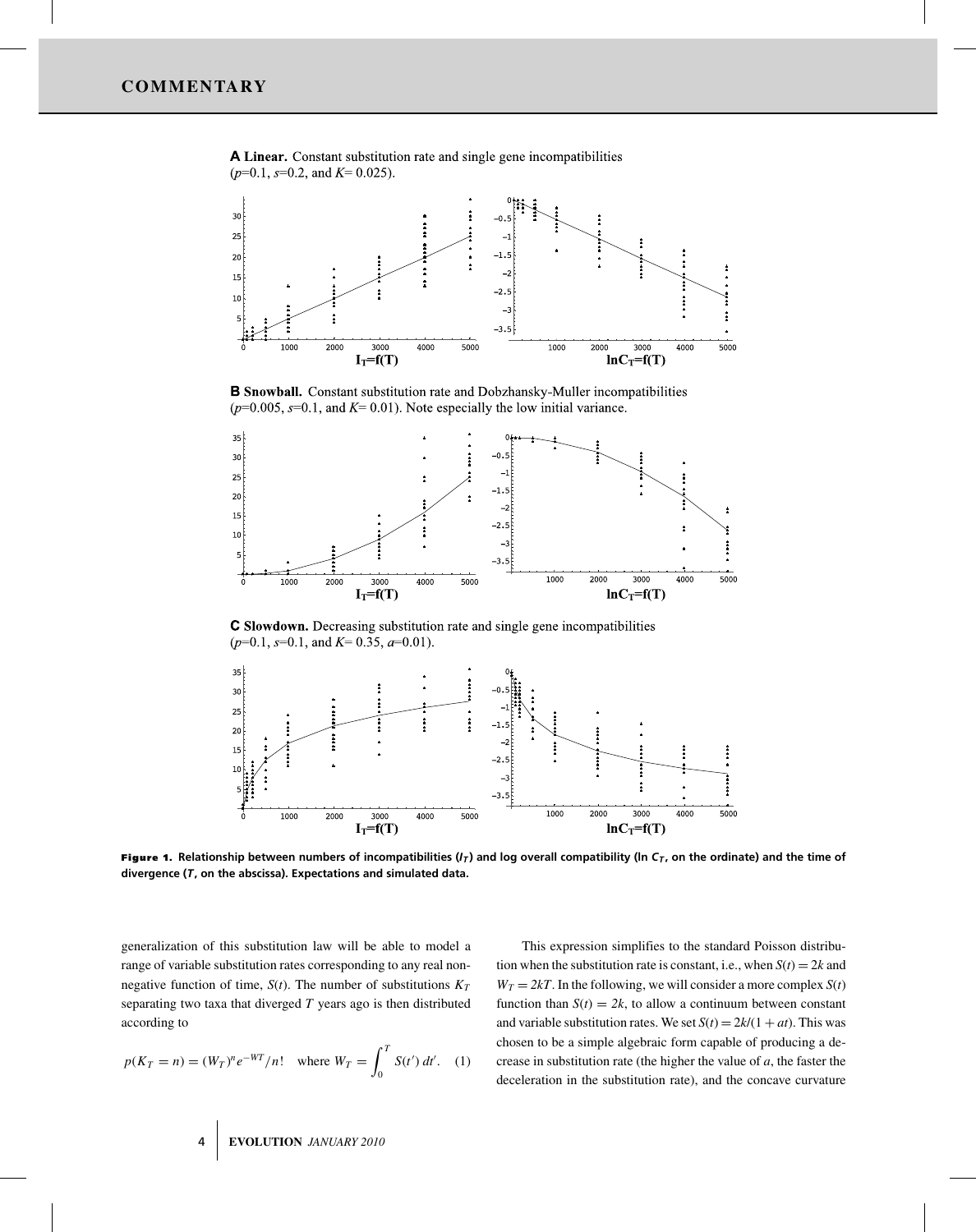**A Linear.** Constant substitution rate and single gene incompatibilities ($p$=0.1, $s$=0.2, and $K$= 0.025).

**B Snowball.** Constant substitution rate and Dobzhansky-Muller incompatibilities ($p$=0.005, $s$=0.1, and $K$= 0.01). Note especially the low initial variance.

**C Slowdown.** Decreasing substitution rate and single gene incompatibilities ($p$=0.1, $s$=0.1, and $K$= 0.35, $a$=0.01).

**Figure 1. Relationship between numbers of incompatibilities ($I_T$) and log overall compatibility ($\ln C_T$, on the ordinate) and the time of divergence ($T$, on the abscissa). Expectations and simulated data.**

generalization of this substitution law will be able to model a range of variable substitution rates corresponding to any real nonnegative function of time, $S(t)$. The number of substitutions $K_T$ separating two taxa that diverged $T$ years ago is then distributed according to

$$p(K_T = n) = (W_T)^n e^{-W_T}/n! \quad \text{where } W_T = \int_0^T S(t')\, dt'. \quad (1)$$

This expression simplifies to the standard Poisson distribution when the substitution rate is constant, i.e., when $S(t) = 2k$ and $W_T = 2kT$. In the following, we will consider a more complex $S(t)$ function than $S(t) = 2k$, to allow a continuum between constant and variable substitution rates. We set $S(t) = 2k/(1 + at)$. This was chosen to be a simple algebraic form capable of producing a decrease in substitution rate (the higher the value of $a$, the faster the deceleration in the substitution rate), and the concave curvature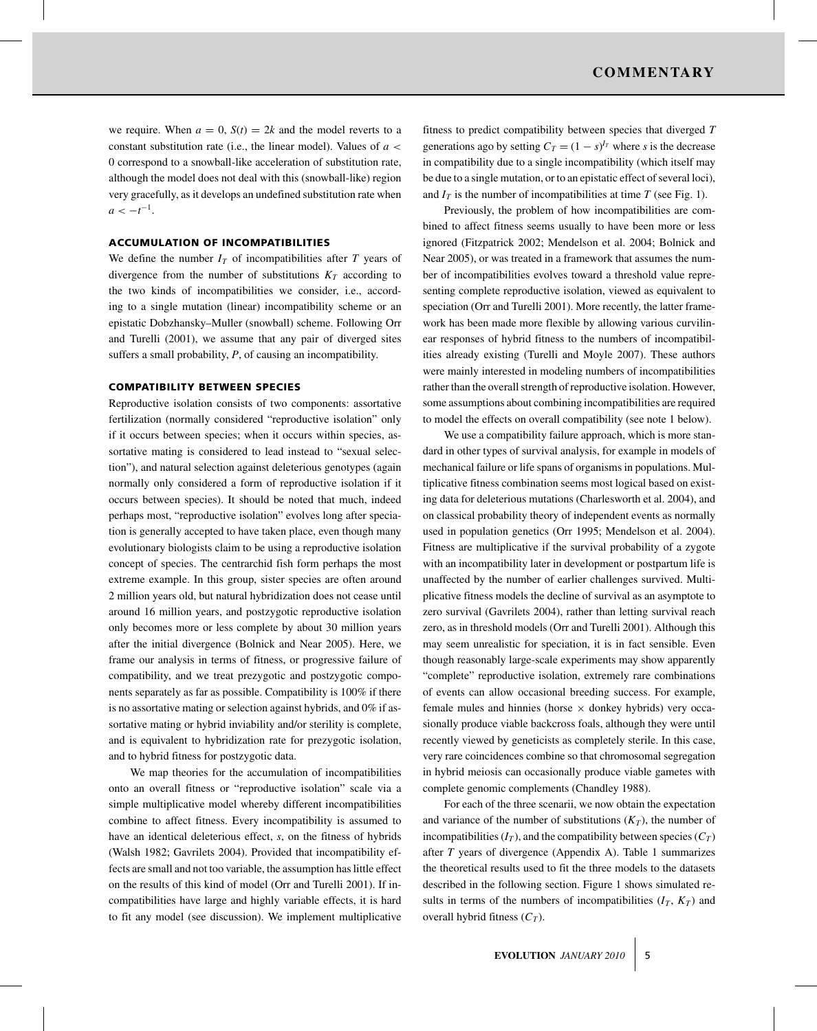we require. When $a = 0$, $S(t) = 2k$ and the model reverts to a constant substitution rate (i.e., the linear model). Values of $a < 0$ correspond to a snowball-like acceleration of substitution rate, although the model does not deal with this (snowball-like) region very gracefully, as it develops an undefined substitution rate when $a < -t^{-1}$.

### ACCUMULATION OF INCOMPATIBILITIES

We define the number $I_T$ of incompatibilities after $T$ years of divergence from the number of substitutions $K_T$ according to the two kinds of incompatibilities we consider, i.e., according to a single mutation (linear) incompatibility scheme or an epistatic Dobzhansky–Muller (snowball) scheme. Following Orr and Turelli (2001), we assume that any pair of diverged sites suffers a small probability, $P$, of causing an incompatibility.

### COMPATIBILITY BETWEEN SPECIES

Reproductive isolation consists of two components: assortative fertilization (normally considered "reproductive isolation" only if it occurs between species; when it occurs within species, assortative mating is considered to lead instead to "sexual selection"), and natural selection against deleterious genotypes (again normally only considered a form of reproductive isolation if it occurs between species). It should be noted that much, indeed perhaps most, "reproductive isolation" evolves long after speciation is generally accepted to have taken place, even though many evolutionary biologists claim to be using a reproductive isolation concept of species. The centrarchid fish form perhaps the most extreme example. In this group, sister species are often around 2 million years old, but natural hybridization does not cease until around 16 million years, and postzygotic reproductive isolation only becomes more or less complete by about 30 million years after the initial divergence (Bolnick and Near 2005). Here, we frame our analysis in terms of fitness, or progressive failure of compatibility, and we treat prezygotic and postzygotic components separately as far as possible. Compatibility is 100% if there is no assortative mating or selection against hybrids, and 0% if assortative mating or hybrid inviability and/or sterility is complete, and is equivalent to hybridization rate for prezygotic isolation, and to hybrid fitness for postzygotic data.

We map theories for the accumulation of incompatibilities onto an overall fitness or "reproductive isolation" scale via a simple multiplicative model whereby different incompatibilities combine to affect fitness. Every incompatibility is assumed to have an identical deleterious effect, $s$, on the fitness of hybrids (Walsh 1982; Gavrilets 2004). Provided that incompatibility effects are small and not too variable, the assumption has little effect on the results of this kind of model (Orr and Turelli 2001). If incompatibilities have large and highly variable effects, it is hard to fit any model (see discussion). We implement multiplicative fitness to predict compatibility between species that diverged $T$ generations ago by setting $C_T = (1 - s)^{I_T}$ where $s$ is the decrease in compatibility due to a single incompatibility (which itself may be due to a single mutation, or to an epistatic effect of several loci), and $I_T$ is the number of incompatibilities at time $T$ (see Fig. 1).

Previously, the problem of how incompatibilities are combined to affect fitness seems usually to have been more or less ignored (Fitzpatrick 2002; Mendelson et al. 2004; Bolnick and Near 2005), or was treated in a framework that assumes the number of incompatibilities evolves toward a threshold value representing complete reproductive isolation, viewed as equivalent to speciation (Orr and Turelli 2001). More recently, the latter framework has been made more flexible by allowing various curvilinear responses of hybrid fitness to the numbers of incompatibilities already existing (Turelli and Moyle 2007). These authors were mainly interested in modeling numbers of incompatibilities rather than the overall strength of reproductive isolation. However, some assumptions about combining incompatibilities are required to model the effects on overall compatibility (see note 1 below).

We use a compatibility failure approach, which is more standard in other types of survival analysis, for example in models of mechanical failure or life spans of organisms in populations. Multiplicative fitness combination seems most logical based on existing data for deleterious mutations (Charlesworth et al. 2004), and on classical probability theory of independent events as normally used in population genetics (Orr 1995; Mendelson et al. 2004). Fitness are multiplicative if the survival probability of a zygote with an incompatibility later in development or postpartum life is unaffected by the number of earlier challenges survived. Multiplicative fitness models the decline of survival as an asymptote to zero survival (Gavrilets 2004), rather than letting survival reach zero, as in threshold models (Orr and Turelli 2001). Although this may seem unrealistic for speciation, it is in fact sensible. Even though reasonably large-scale experiments may show apparently "complete" reproductive isolation, extremely rare combinations of events can allow occasional breeding success. For example, female mules and hinnies (horse × donkey hybrids) very occasionally produce viable backcross foals, although they were until recently viewed by geneticists as completely sterile. In this case, very rare coincidences combine so that chromosomal segregation in hybrid meiosis can occasionally produce viable gametes with complete genomic complements (Chandley 1988).

For each of the three scenarii, we now obtain the expectation and variance of the number of substitutions ($K_T$), the number of incompatibilities ($I_T$), and the compatibility between species ($C_T$) after $T$ years of divergence (Appendix A). Table 1 summarizes the theoretical results used to fit the three models to the datasets described in the following section. Figure 1 shows simulated results in terms of the numbers of incompatibilities ($I_T$, $K_T$) and overall hybrid fitness ($C_T$).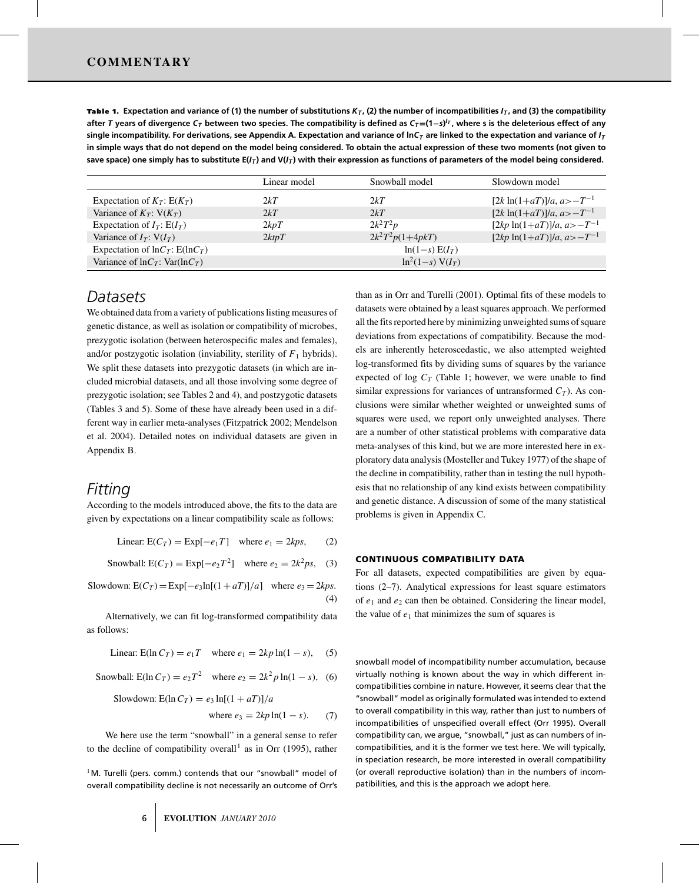**Table 1.** Expectation and variance of (1) the number of substitutions $K_T$, (2) the number of incompatibilities $I_T$, and (3) the compatibility after $T$ years of divergence $C_T$ between two species. The compatibility is defined as $C_T=(1-s)^{I_T}$, where s is the deleterious effect of any single incompatibility. For derivations, see Appendix A. Expectation and variance of $\ln C_T$ are linked to the expectation and variance of $I_T$ in simple ways that do not depend on the model being considered. To obtain the actual expression of these two moments (not given to save space) one simply has to substitute $E(I_T)$ and $V(I_T)$ with their expression as functions of parameters of the model being considered.

| | Linear model | Snowball model | Slowdown model |
|---|---|---|---|
| Expectation of $K_T$: $E(K_T)$ | $2kT$ | $2kT$ | $[2k\ln(1+aT)]/a,\ a>-T^{-1}$ |
| Variance of $K_T$: $V(K_T)$ | $2kT$ | $2kT$ | $[2k\ln(1+aT)]/a,\ a>-T^{-1}$ |
| Expectation of $I_T$: $E(I_T)$ | $2kpT$ | $2k^2T^2p$ | $[2kp\ln(1+aT)]/a,\ a>-T^{-1}$ |
| Variance of $I_T$: $V(I_T)$ | $2ktpT$ | $2k^2T^2p(1+4pkT)$ | $[2kp\ln(1+aT)]/a,\ a>-T^{-1}$ |
| Expectation of $\ln C_T$: $E(\ln C_T)$ | | $\ln(1-s)\ E(I_T)$ | |
| Variance of $\ln C_T$: $\mathrm{Var}(\ln C_T)$ | | $\ln^2(1-s)\ V(I_T)$ | |

## Datasets

We obtained data from a variety of publications listing measures of genetic distance, as well as isolation or compatibility of microbes, prezygotic isolation (between heterospecific males and females), and/or postzygotic isolation (inviability, sterility of $F_1$ hybrids). We split these datasets into prezygotic datasets (in which are included microbial datasets, and all those involving some degree of prezygotic isolation; see Tables 2 and 4), and postzygotic datasets (Tables 3 and 5). Some of these have already been used in a different way in earlier meta-analyses (Fitzpatrick 2002; Mendelson et al. 2004). Detailed notes on individual datasets are given in Appendix B.

## Fitting

According to the models introduced above, the fits to the data are given by expectations on a linear compatibility scale as follows:

$$\text{Linear: } E(C_T) = \text{Exp}[-e_1T] \quad \text{where } e_1 = 2kps, \qquad (2)$$

$$\text{Snowball: } E(C_T) = \text{Exp}[-e_2T^2] \quad \text{where } e_2 = 2k^2ps, \qquad (3)$$

$$\text{Slowdown: } E(C_T) = \text{Exp}[-e_3\ln[(1+aT)]/a] \quad \text{where } e_3 = 2kps. \qquad (4)$$

Alternatively, we can fit log-transformed compatibility data as follows:

$$\text{Linear: } E(\ln C_T) = e_1T \quad \text{where } e_1 = 2kp\ln(1-s), \qquad (5)$$

$$\text{Snowball: } E(\ln C_T) = e_2T^2 \quad \text{where } e_2 = 2k^2p\ln(1-s), \qquad (6)$$

$$\text{Slowdown: } E(\ln C_T) = e_3\ln[(1+aT)]/a \quad \text{where } e_3 = 2kp\ln(1-s). \qquad (7)$$

We here use the term "snowball" in a general sense to refer to the decline of compatibility overall[1] as in Orr (1995), rather than as in Orr and Turelli (2001). Optimal fits of these models to datasets were obtained by a least squares approach. We performed all the fits reported here by minimizing unweighted sums of square deviations from expectations of compatibility. Because the models are inherently heteroscedastic, we also attempted weighted log-transformed fits by dividing sums of squares by the variance expected of log $C_T$ (Table 1; however, we were unable to find similar expressions for variances of untransformed $C_T$). As conclusions were similar whether weighted or unweighted sums of squares were used, we report only unweighted analyses. There are a number of other statistical problems with comparative data meta-analyses of this kind, but we are more interested here in exploratory data analysis (Mosteller and Tukey 1977) of the shape of the decline in compatibility, rather than in testing the null hypothesis that no relationship of any kind exists between compatibility and genetic distance. A discussion of some of the many statistical problems is given in Appendix C.

### CONTINUOUS COMPATIBILITY DATA

For all datasets, expected compatibilities are given by equations (2–7). Analytical expressions for least square estimators of $e_1$ and $e_2$ can then be obtained. Considering the linear model, the value of $e_1$ that minimizes the sum of squares is

[1] M. Turelli (pers. comm.) contends that our "snowball" model of overall compatibility decline is not necessarily an outcome of Orr's snowball model of incompatibility number accumulation, because virtually nothing is known about the way in which different incompatibilities combine in nature. However, it seems clear that the "snowball" model as originally formulated was intended to extend to overall compatibility in this way, rather than just to numbers of incompatibilities of unspecified overall effect (Orr 1995). Overall compatibility can, we argue, "snowball," just as can numbers of incompatibilities, and it is the former we test here. We will typically, in speciation research, be more interested in overall compatibility (or overall reproductive isolation) than in the numbers of incompatibilities, and this is the approach we adopt here.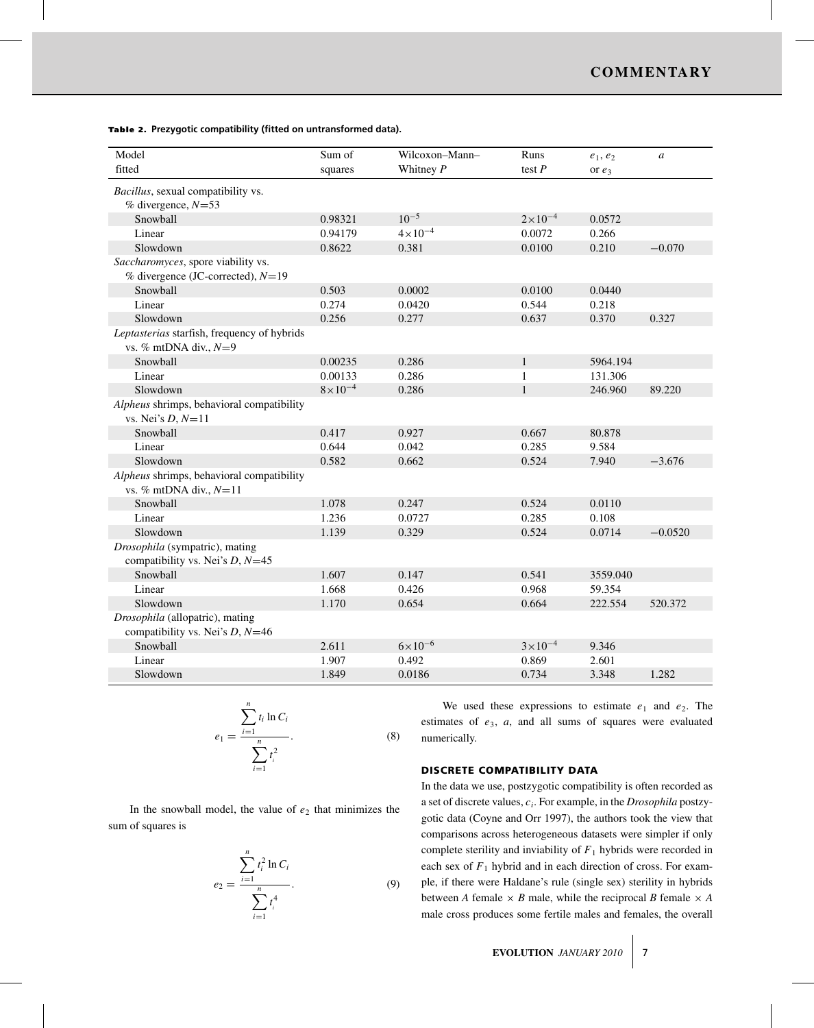**Table 2.** Prezygotic compatibility (fitted on untransformed data).

| Model fitted | Sum of squares | Wilcoxon–Mann–Whitney $P$ | Runs test $P$ | $e_1$, $e_2$ or $e_3$ | $a$ |
|---|---|---|---|---|---|
| *Bacillus*, sexual compatibility vs. % divergence, $N$=53 | | | | | |
| Snowball | 0.98321 | $10^{-5}$ | $2\times10^{-4}$ | 0.0572 | |
| Linear | 0.94179 | $4\times10^{-4}$ | 0.0072 | 0.266 | |
| Slowdown | 0.8622 | 0.381 | 0.0100 | 0.210 | −0.070 |
| *Saccharomyces*, spore viability vs. % divergence (JC-corrected), $N$=19 | | | | | |
| Snowball | 0.503 | 0.0002 | 0.0100 | 0.0440 | |
| Linear | 0.274 | 0.0420 | 0.544 | 0.218 | |
| Slowdown | 0.256 | 0.277 | 0.637 | 0.370 | 0.327 |
| *Leptasterias* starfish, frequency of hybrids vs. % mtDNA div., $N$=9 | | | | | |
| Snowball | 0.00235 | 0.286 | 1 | 5964.194 | |
| Linear | 0.00133 | 0.286 | 1 | 131.306 | |
| Slowdown | $8\times10^{-4}$ | 0.286 | 1 | 246.960 | 89.220 |
| *Alpheus* shrimps, behavioral compatibility vs. Nei's $D$, $N$=11 | | | | | |
| Snowball | 0.417 | 0.927 | 0.667 | 80.878 | |
| Linear | 0.644 | 0.042 | 0.285 | 9.584 | |
| Slowdown | 0.582 | 0.662 | 0.524 | 7.940 | −3.676 |
| *Alpheus* shrimps, behavioral compatibility vs. % mtDNA div., $N$=11 | | | | | |
| Snowball | 1.078 | 0.247 | 0.524 | 0.0110 | |
| Linear | 1.236 | 0.0727 | 0.285 | 0.108 | |
| Slowdown | 1.139 | 0.329 | 0.524 | 0.0714 | −0.0520 |
| *Drosophila* (sympatric), mating compatibility vs. Nei's $D$, $N$=45 | | | | | |
| Snowball | 1.607 | 0.147 | 0.541 | 3559.040 | |
| Linear | 1.668 | 0.426 | 0.968 | 59.354 | |
| Slowdown | 1.170 | 0.654 | 0.664 | 222.554 | 520.372 |
| *Drosophila* (allopatric), mating compatibility vs. Nei's $D$, $N$=46 | | | | | |
| Snowball | 2.611 | $6\times10^{-6}$ | $3\times10^{-4}$ | 9.346 | |
| Linear | 1.907 | 0.492 | 0.869 | 2.601 | |
| Slowdown | 1.849 | 0.0186 | 0.734 | 3.348 | 1.282 |

$$e_1 = \frac{\sum_{i=1}^{n} t_i \ln C_i}{\sum_{i=1}^{n} t_i^2}. \quad (8)$$

In the snowball model, the value of $e_2$ that minimizes the sum of squares is

$$e_2 = \frac{\sum_{i=1}^{n} t_i^2 \ln C_i}{\sum_{i=1}^{n} t_i^4}. \quad (9)$$

We used these expressions to estimate $e_1$ and $e_2$. The estimates of $e_3$, $a$, and all sums of squares were evaluated numerically.

### DISCRETE COMPATIBILITY DATA

In the data we use, postzygotic compatibility is often recorded as a set of discrete values, $c_i$. For example, in the *Drosophila* postzygotic data (Coyne and Orr 1997), the authors took the view that comparisons across heterogeneous datasets were simpler if only complete sterility and inviability of $F_1$ hybrids were recorded in each sex of $F_1$ hybrid and in each direction of cross. For example, if there were Haldane's rule (single sex) sterility in hybrids between *A* female × *B* male, while the reciprocal *B* female × *A* male cross produces some fertile males and females, the overall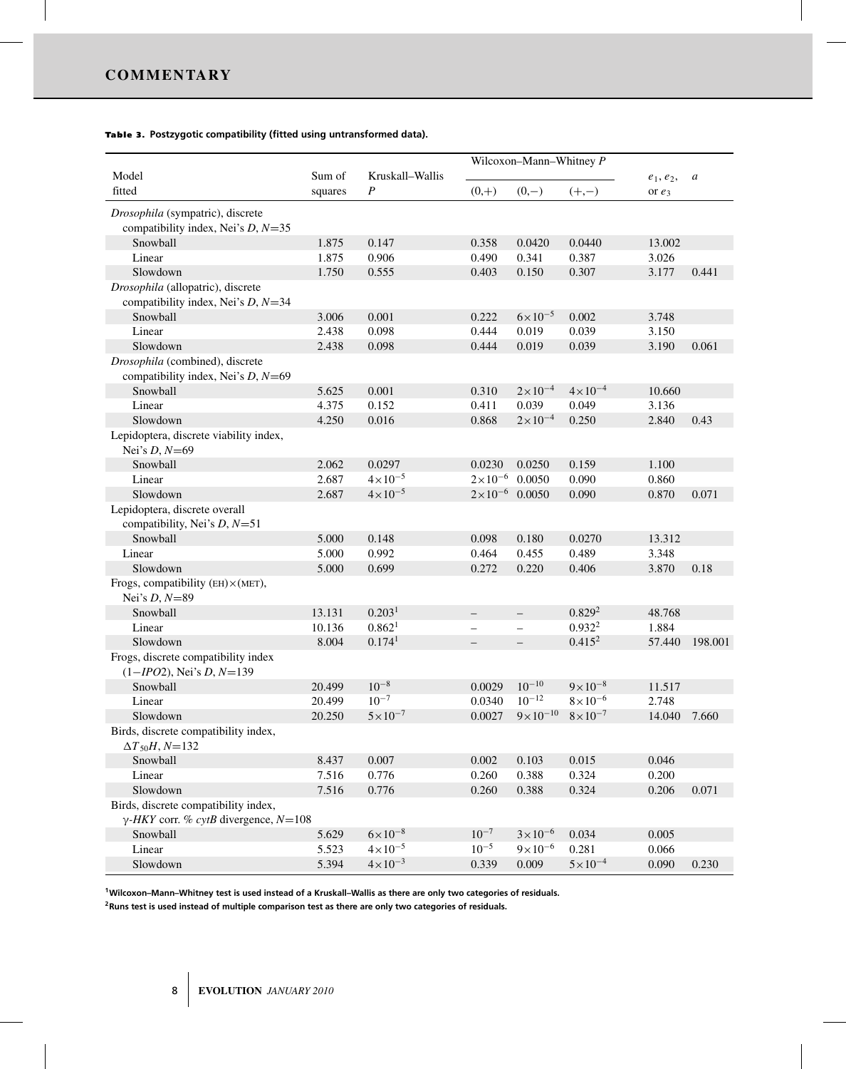**Table 3. Postzygotic compatibility (fitted using untransformed data).**

| Model fitted | Sum of squares | Kruskall–Wallis $P$ | Wilcoxon–Mann–Whitney $P$ | | | $e_1$, $e_2$, or $e_3$ | $a$ |
|---|---|---|---|---|---|---|---|
| | | | (0,+) | (0,−) | (+,−) | | |
| *Drosophila* (sympatric), discrete compatibility index, Nei's $D$, $N$=35 | | | | | | | |
| Snowball | 1.875 | 0.147 | 0.358 | 0.0420 | 0.0440 | 13.002 | |
| Linear | 1.875 | 0.906 | 0.490 | 0.341 | 0.387 | 3.026 | |
| Slowdown | 1.750 | 0.555 | 0.403 | 0.150 | 0.307 | 3.177 | 0.441 |
| *Drosophila* (allopatric), discrete compatibility index, Nei's $D$, $N$=34 | | | | | | | |
| Snowball | 3.006 | 0.001 | 0.222 | $6\times10^{-5}$ | 0.002 | 3.748 | |
| Linear | 2.438 | 0.098 | 0.444 | 0.019 | 0.039 | 3.150 | |
| Slowdown | 2.438 | 0.098 | 0.444 | 0.019 | 0.039 | 3.190 | 0.061 |
| *Drosophila* (combined), discrete compatibility index, Nei's $D$, $N$=69 | | | | | | | |
| Snowball | 5.625 | 0.001 | 0.310 | $2\times10^{-4}$ | $4\times10^{-4}$ | 10.660 | |
| Linear | 4.375 | 0.152 | 0.411 | 0.039 | 0.049 | 3.136 | |
| Slowdown | 4.250 | 0.016 | 0.868 | $2\times10^{-4}$ | 0.250 | 2.840 | 0.43 |
| Lepidoptera, discrete viability index, Nei's $D$, $N$=69 | | | | | | | |
| Snowball | 2.062 | 0.0297 | 0.0230 | 0.0250 | 0.159 | 1.100 | |
| Linear | 2.687 | $4\times10^{-5}$ | $2\times10^{-6}$ | 0.0050 | 0.090 | 0.860 | |
| Slowdown | 2.687 | $4\times10^{-5}$ | $2\times10^{-6}$ | 0.0050 | 0.090 | 0.870 | 0.071 |
| Lepidoptera, discrete overall compatibility, Nei's $D$, $N$=51 | | | | | | | |
| Snowball | 5.000 | 0.148 | 0.098 | 0.180 | 0.0270 | 13.312 | |
| Linear | 5.000 | 0.992 | 0.464 | 0.455 | 0.489 | 3.348 | |
| Slowdown | 5.000 | 0.699 | 0.272 | 0.220 | 0.406 | 3.870 | 0.18 |
| Frogs, compatibility (EH)×(MET), Nei's $D$, $N$=89 | | | | | | | |
| Snowball | 13.131 | 0.203[1] | – | – | 0.829[2] | 48.768 | |
| Linear | 10.136 | 0.862[1] | – | – | 0.932[2] | 1.884 | |
| Slowdown | 8.004 | 0.174[1] | – | – | 0.415[2] | 57.440 | 198.001 |
| Frogs, discrete compatibility index (1−$IPO2$), Nei's $D$, $N$=139 | | | | | | | |
| Snowball | 20.499 | $10^{-8}$ | 0.0029 | $10^{-10}$ | $9\times10^{-8}$ | 11.517 | |
| Linear | 20.499 | $10^{-7}$ | 0.0340 | $10^{-12}$ | $8\times10^{-6}$ | 2.748 | |
| Slowdown | 20.250 | $5\times10^{-7}$ | 0.0027 | $9\times10^{-10}$ | $8\times10^{-7}$ | 14.040 | 7.660 |
| Birds, discrete compatibility index, $\Delta T_{50}H$, $N$=132 | | | | | | | |
| Snowball | 8.437 | 0.007 | 0.002 | 0.103 | 0.015 | 0.046 | |
| Linear | 7.516 | 0.776 | 0.260 | 0.388 | 0.324 | 0.200 | |
| Slowdown | 7.516 | 0.776 | 0.260 | 0.388 | 0.324 | 0.206 | 0.071 |
| Birds, discrete compatibility index, $\gamma$-*HKY* corr. % *cytB* divergence, $N$=108 | | | | | | | |
| Snowball | 5.629 | $6\times10^{-8}$ | $10^{-7}$ | $3\times10^{-6}$ | 0.034 | 0.005 | |
| Linear | 5.523 | $4\times10^{-5}$ | $10^{-5}$ | $9\times10^{-6}$ | 0.281 | 0.066 | |
| Slowdown | 5.394 | $4\times10^{-3}$ | 0.339 | 0.009 | $5\times10^{-4}$ | 0.090 | 0.230 |

[1]Wilcoxon–Mann–Whitney test is used instead of a Kruskall–Wallis as there are only two categories of residuals.

[2]Runs test is used instead of multiple comparison test as there are only two categories of residuals.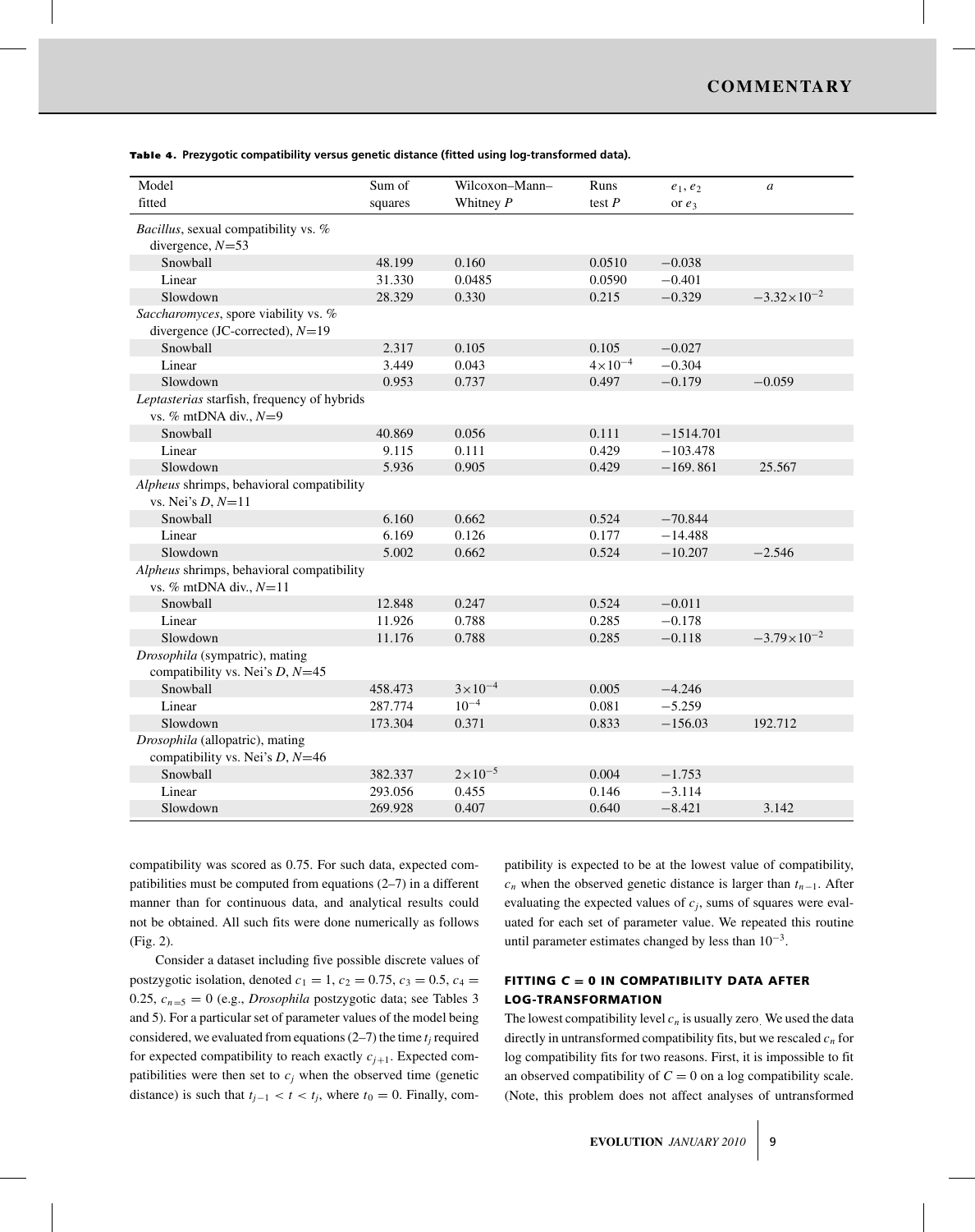**Table 4. Prezygotic compatibility versus genetic distance (fitted using log-transformed data).**

| Model fitted | Sum of squares | Wilcoxon–Mann–Whitney $P$ | Runs test $P$ | $e_1, e_2$ or $e_3$ | $a$ |
|---|---|---|---|---|---|
| *Bacillus*, sexual compatibility vs. % divergence, $N$=53 | | | | | |
| Snowball | 48.199 | 0.160 | 0.0510 | −0.038 | |
| Linear | 31.330 | 0.0485 | 0.0590 | −0.401 | |
| Slowdown | 28.329 | 0.330 | 0.215 | −0.329 | $-3.32\times10^{-2}$ |
| *Saccharomyces*, spore viability vs. % divergence (JC-corrected), $N$=19 | | | | | |
| Snowball | 2.317 | 0.105 | 0.105 | −0.027 | |
| Linear | 3.449 | 0.043 | $4\times10^{-4}$ | −0.304 | |
| Slowdown | 0.953 | 0.737 | 0.497 | −0.179 | −0.059 |
| *Leptasterias* starfish, frequency of hybrids vs. % mtDNA div., $N$=9 | | | | | |
| Snowball | 40.869 | 0.056 | 0.111 | −1514.701 | |
| Linear | 9.115 | 0.111 | 0.429 | −103.478 | |
| Slowdown | 5.936 | 0.905 | 0.429 | −169. 861 | 25.567 |
| *Alpheus* shrimps, behavioral compatibility vs. Nei's $D$, $N$=11 | | | | | |
| Snowball | 6.160 | 0.662 | 0.524 | −70.844 | |
| Linear | 6.169 | 0.126 | 0.177 | −14.488 | |
| Slowdown | 5.002 | 0.662 | 0.524 | −10.207 | −2.546 |
| *Alpheus* shrimps, behavioral compatibility vs. % mtDNA div., $N$=11 | | | | | |
| Snowball | 12.848 | 0.247 | 0.524 | −0.011 | |
| Linear | 11.926 | 0.788 | 0.285 | −0.178 | |
| Slowdown | 11.176 | 0.788 | 0.285 | −0.118 | $-3.79\times10^{-2}$ |
| *Drosophila* (sympatric), mating compatibility vs. Nei's $D$, $N$=45 | | | | | |
| Snowball | 458.473 | $3\times10^{-4}$ | 0.005 | −4.246 | |
| Linear | 287.774 | $10^{-4}$ | 0.081 | −5.259 | |
| Slowdown | 173.304 | 0.371 | 0.833 | −156.03 | 192.712 |
| *Drosophila* (allopatric), mating compatibility vs. Nei's $D$, $N$=46 | | | | | |
| Snowball | 382.337 | $2\times10^{-5}$ | 0.004 | −1.753 | |
| Linear | 293.056 | 0.455 | 0.146 | −3.114 | |
| Slowdown | 269.928 | 0.407 | 0.640 | −8.421 | 3.142 |

compatibility was scored as 0.75. For such data, expected compatibilities must be computed from equations (2–7) in a different manner than for continuous data, and analytical results could not be obtained. All such fits were done numerically as follows (Fig. 2).

Consider a dataset including five possible discrete values of postzygotic isolation, denoted $c_1 = 1$, $c_2 = 0.75$, $c_3 = 0.5$, $c_4 = 0.25$, $c_{n=5} = 0$ (e.g., *Drosophila* postzygotic data; see Tables 3 and 5). For a particular set of parameter values of the model being considered, we evaluated from equations (2–7) the time $t_j$ required for expected compatibility to reach exactly $c_{j+1}$. Expected compatibilities were then set to $c_j$ when the observed time (genetic distance) is such that $t_{j-1} < t < t_j$, where $t_0 = 0$. Finally, compatibility is expected to be at the lowest value of compatibility, $c_n$ when the observed genetic distance is larger than $t_{n-1}$. After evaluating the expected values of $c_j$, sums of squares were evaluated for each set of parameter value. We repeated this routine until parameter estimates changed by less than $10^{-3}$.

### FITTING $C = 0$ IN COMPATIBILITY DATA AFTER LOG-TRANSFORMATION

The lowest compatibility level $c_n$ is usually zero. We used the data directly in untransformed compatibility fits, but we rescaled $c_n$ for log compatibility fits for two reasons. First, it is impossible to fit an observed compatibility of $C = 0$ on a log compatibility scale. (Note, this problem does not affect analyses of untransformed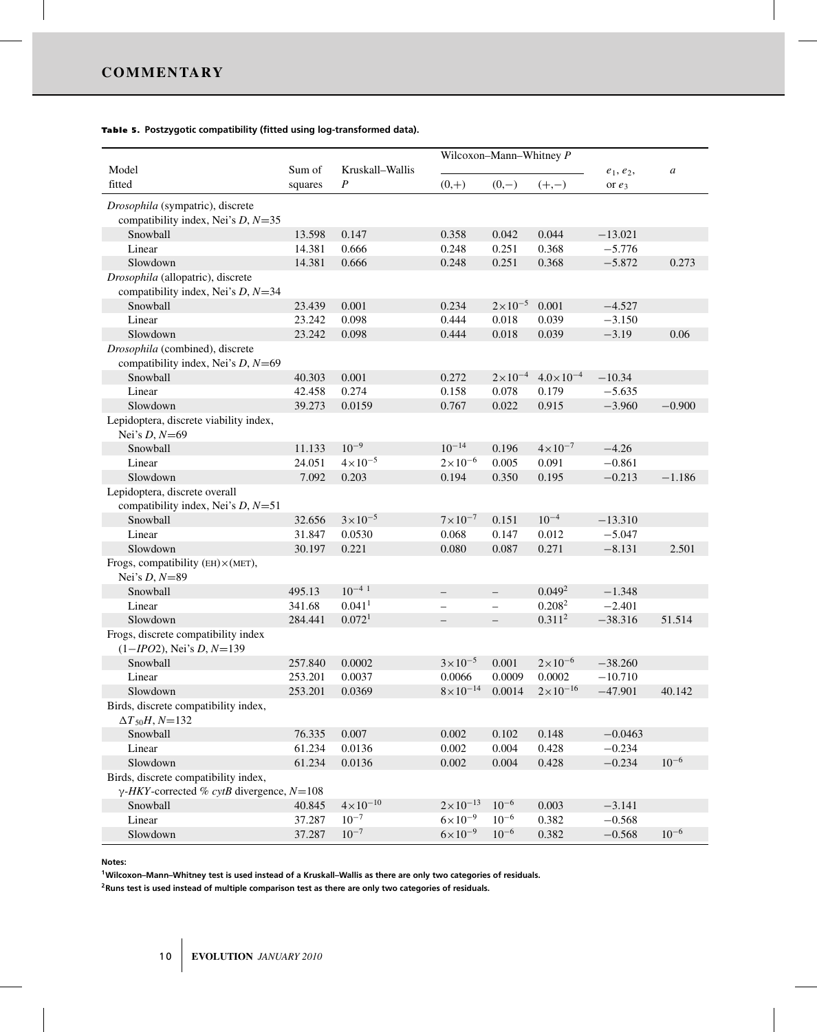**Table 5. Postzygotic compatibility (fitted using log-transformed data).**

| Model fitted | Sum of squares | Kruskal–Wallis $P$ | Wilcoxon–Mann–Whitney $P$ | | | $e_1$, $e_2$, or $e_3$ | $a$ |
|---|---|---|---|---|---|---|---|
| | | | $(0,+)$ | $(0,-)$ | $(+,-)$ | | |
| *Drosophila* (sympatric), discrete compatibility index, Nei's $D$, $N$=35 | | | | | | | |
| Snowball | 13.598 | 0.147 | 0.358 | 0.042 | 0.044 | −13.021 | |
| Linear | 14.381 | 0.666 | 0.248 | 0.251 | 0.368 | −5.776 | |
| Slowdown | 14.381 | 0.666 | 0.248 | 0.251 | 0.368 | −5.872 | 0.273 |
| *Drosophila* (allopatric), discrete compatibility index, Nei's $D$, $N$=34 | | | | | | | |
| Snowball | 23.439 | 0.001 | 0.234 | $2\times10^{-5}$ | 0.001 | −4.527 | |
| Linear | 23.242 | 0.098 | 0.444 | 0.018 | 0.039 | −3.150 | |
| Slowdown | 23.242 | 0.098 | 0.444 | 0.018 | 0.039 | −3.19 | 0.06 |
| *Drosophila* (combined), discrete compatibility index, Nei's $D$, $N$=69 | | | | | | | |
| Snowball | 40.303 | 0.001 | 0.272 | $2\times10^{-4}$ | $4.0\times10^{-4}$ | −10.34 | |
| Linear | 42.458 | 0.274 | 0.158 | 0.078 | 0.179 | −5.635 | |
| Slowdown | 39.273 | 0.0159 | 0.767 | 0.022 | 0.915 | −3.960 | −0.900 |
| Lepidoptera, discrete viability index, Nei's $D$, $N$=69 | | | | | | | |
| Snowball | 11.133 | $10^{-9}$ | $10^{-14}$ | 0.196 | $4\times10^{-7}$ | −4.26 | |
| Linear | 24.051 | $4\times10^{-5}$ | $2\times10^{-6}$ | 0.005 | 0.091 | −0.861 | |
| Slowdown | 7.092 | 0.203 | 0.194 | 0.350 | 0.195 | −0.213 | −1.186 |
| Lepidoptera, discrete overall compatibility index, Nei's $D$, $N$=51 | | | | | | | |
| Snowball | 32.656 | $3\times10^{-5}$ | $7\times10^{-7}$ | 0.151 | $10^{-4}$ | −13.310 | |
| Linear | 31.847 | 0.0530 | 0.068 | 0.147 | 0.012 | −5.047 | |
| Slowdown | 30.197 | 0.221 | 0.080 | 0.087 | 0.271 | −8.131 | 2.501 |
| Frogs, compatibility (EH)×(MET), Nei's $D$, $N$=89 | | | | | | | |
| Snowball | 495.13 | $10^{-4}$ [1] | – | – | 0.049[2] | −1.348 | |
| Linear | 341.68 | 0.041[1] | – | – | 0.208[2] | −2.401 | |
| Slowdown | 284.441 | 0.072[1] | – | – | 0.311[2] | −38.316 | 51.514 |
| Frogs, discrete compatibility index (1−*IPO2*), Nei's $D$, $N$=139 | | | | | | | |
| Snowball | 257.840 | 0.0002 | $3\times10^{-5}$ | 0.001 | $2\times10^{-6}$ | −38.260 | |
| Linear | 253.201 | 0.0037 | 0.0066 | 0.0009 | 0.0002 | −10.710 | |
| Slowdown | 253.201 | 0.0369 | $8\times10^{-14}$ | 0.0014 | $2\times10^{-16}$ | −47.901 | 40.142 |
| Birds, discrete compatibility index, $\Delta T_{50}H$, $N$=132 | | | | | | | |
| Snowball | 76.335 | 0.007 | 0.002 | 0.102 | 0.148 | −0.0463 | |
| Linear | 61.234 | 0.0136 | 0.002 | 0.004 | 0.428 | −0.234 | |
| Slowdown | 61.234 | 0.0136 | 0.002 | 0.004 | 0.428 | −0.234 | $10^{-6}$ |
| Birds, discrete compatibility index, γ-*HKY*-corrected % *cytB* divergence, $N$=108 | | | | | | | |
| Snowball | 40.845 | $4\times10^{-10}$ | $2\times10^{-13}$ | $10^{-6}$ | 0.003 | −3.141 | |
| Linear | 37.287 | $10^{-7}$ | $6\times10^{-9}$ | $10^{-6}$ | 0.382 | −0.568 | |
| Slowdown | 37.287 | $10^{-7}$ | $6\times10^{-9}$ | $10^{-6}$ | 0.382 | −0.568 | $10^{-6}$ |

**Notes:**

[1] **Wilcoxon–Mann–Whitney test is used instead of a Kruskall–Wallis as there are only two categories of residuals.**

[2] **Runs test is used instead of multiple comparison test as there are only two categories of residuals.**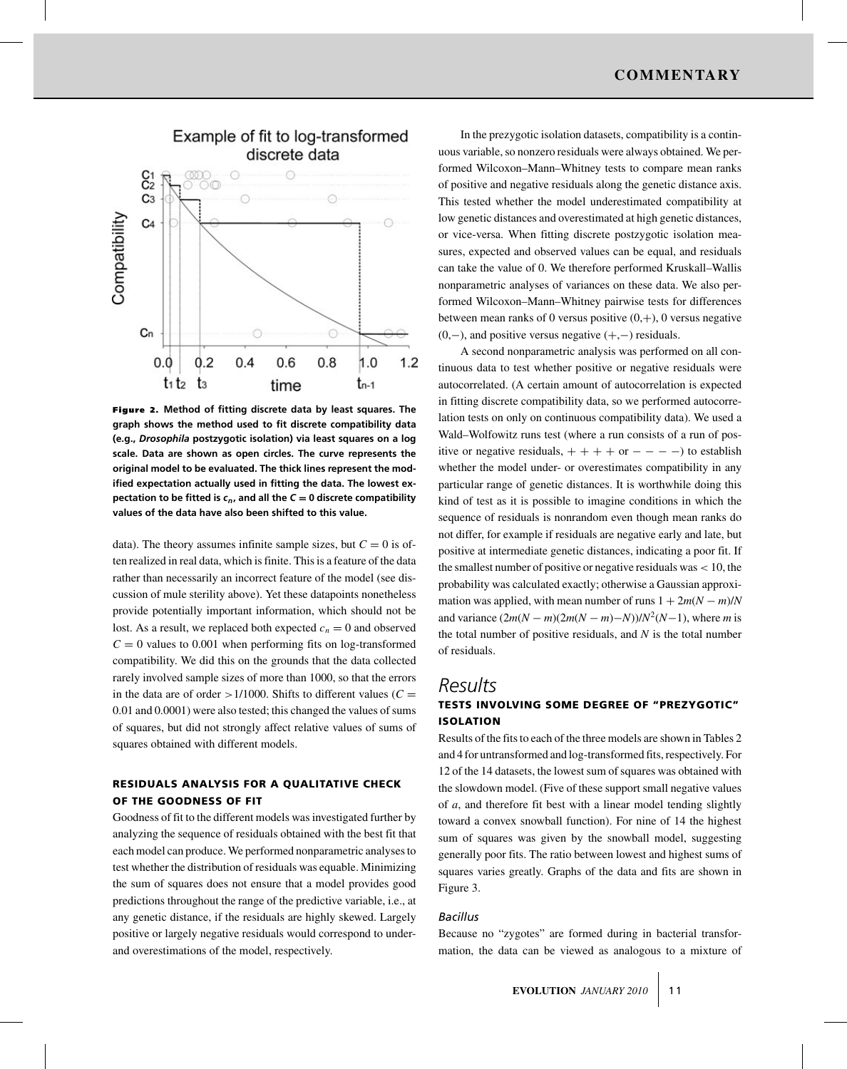**Figure 2.** **Method of fitting discrete data by least squares. The graph shows the method used to fit discrete compatibility data (e.g., *Drosophila* postzygotic isolation) via least squares on a log scale. Data are shown as open circles. The curve represents the original model to be evaluated. The thick lines represent the modified expectation actually used in fitting the data. The lowest expectation to be fitted is $c_n$, and all the $C = 0$ discrete compatibility values of the data have also been shifted to this value.**

data). The theory assumes infinite sample sizes, but $C = 0$ is often realized in real data, which is finite. This is a feature of the data rather than necessarily an incorrect feature of the model (see discussion of mule sterility above). Yet these datapoints nonetheless provide potentially important information, which should not be lost. As a result, we replaced both expected $c_n = 0$ and observed $C = 0$ values to 0.001 when performing fits on log-transformed compatibility. We did this on the grounds that the data collected rarely involved sample sizes of more than 1000, so that the errors in the data are of order $>1/1000$. Shifts to different values ($C = 0.01$ and 0.0001) were also tested; this changed the values of sums of squares, but did not strongly affect relative values of sums of squares obtained with different models.

### RESIDUALS ANALYSIS FOR A QUALITATIVE CHECK OF THE GOODNESS OF FIT

Goodness of fit to the different models was investigated further by analyzing the sequence of residuals obtained with the best fit that each model can produce. We performed nonparametric analyses to test whether the distribution of residuals was equable. Minimizing the sum of squares does not ensure that a model provides good predictions throughout the range of the predictive variable, i.e., at any genetic distance, if the residuals are highly skewed. Largely positive or largely negative residuals would correspond to under- and overestimations of the model, respectively.

In the prezygotic isolation datasets, compatibility is a continuous variable, so nonzero residuals were always obtained. We performed Wilcoxon–Mann–Whitney tests to compare mean ranks of positive and negative residuals along the genetic distance axis. This tested whether the model underestimated compatibility at low genetic distances and overestimated at high genetic distances, or vice-versa. When fitting discrete postzygotic isolation measures, expected and observed values can be equal, and residuals can take the value of 0. We therefore performed Kruskall–Wallis nonparametric analyses of variances on these data. We also performed Wilcoxon–Mann–Whitney pairwise tests for differences between mean ranks of 0 versus positive (0,+), 0 versus negative (0,−), and positive versus negative (+,−) residuals.

A second nonparametric analysis was performed on all continuous data to test whether positive or negative residuals were autocorrelated. (A certain amount of autocorrelation is expected in fitting discrete compatibility data, so we performed autocorrelation tests on only on continuous compatibility data). We used a Wald–Wolfowitz runs test (where a run consists of a run of positive or negative residuals, + + + + or − − − −) to establish whether the model under- or overestimates compatibility in any particular range of genetic distances. It is worthwhile doing this kind of test as it is possible to imagine conditions in which the sequence of residuals is nonrandom even though mean ranks do not differ, for example if residuals are negative early and late, but positive at intermediate genetic distances, indicating a poor fit. If the smallest number of positive or negative residuals was $< 10$, the probability was calculated exactly; otherwise a Gaussian approximation was applied, with mean number of runs $1 + 2m(N - m)/N$ and variance $(2m(N - m)(2m(N - m) - N))/N^2(N-1)$, where $m$ is the total number of positive residuals, and $N$ is the total number of residuals.

## Results

### TESTS INVOLVING SOME DEGREE OF "PREZYGOTIC" ISOLATION

Results of the fits to each of the three models are shown in Tables 2 and 4 for untransformed and log-transformed fits, respectively. For 12 of the 14 datasets, the lowest sum of squares was obtained with the slowdown model. (Five of these support small negative values of $a$, and therefore fit best with a linear model tending slightly toward a convex snowball function). For nine of 14 the highest sum of squares was given by the snowball model, suggesting generally poor fits. The ratio between lowest and highest sums of squares varies greatly. Graphs of the data and fits are shown in Figure 3.

#### *Bacillus*

Because no "zygotes" are formed during in bacterial transformation, the data can be viewed as analogous to a mixture of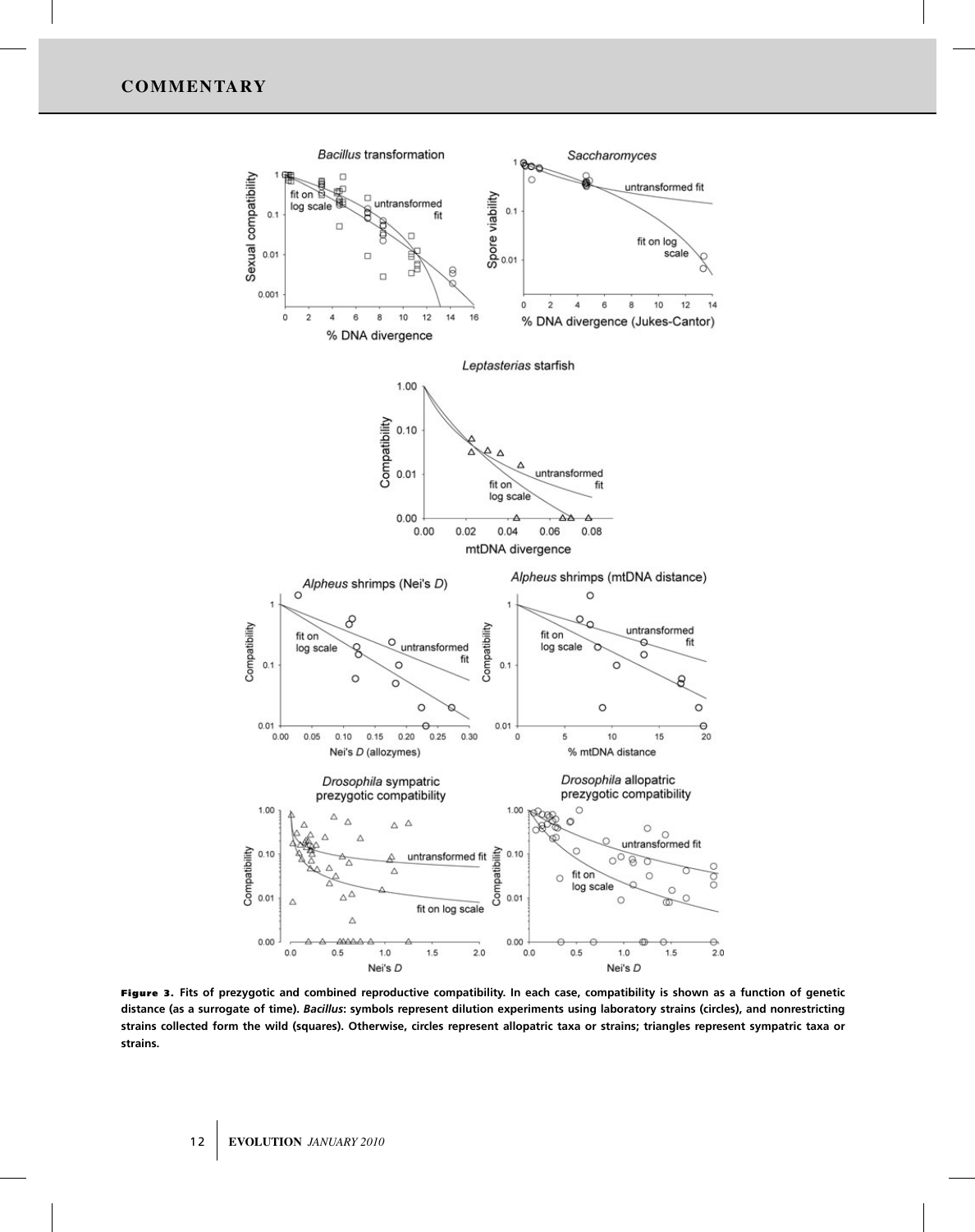**Figure 3.** Fits of prezygotic and combined reproductive compatibility. In each case, compatibility is shown as a function of genetic distance (as a surrogate of time). *Bacillus*: symbols represent dilution experiments using laboratory strains (circles), and nonrestricting strains collected form the wild (squares). Otherwise, circles represent allopatric taxa or strains; triangles represent sympatric taxa or strains.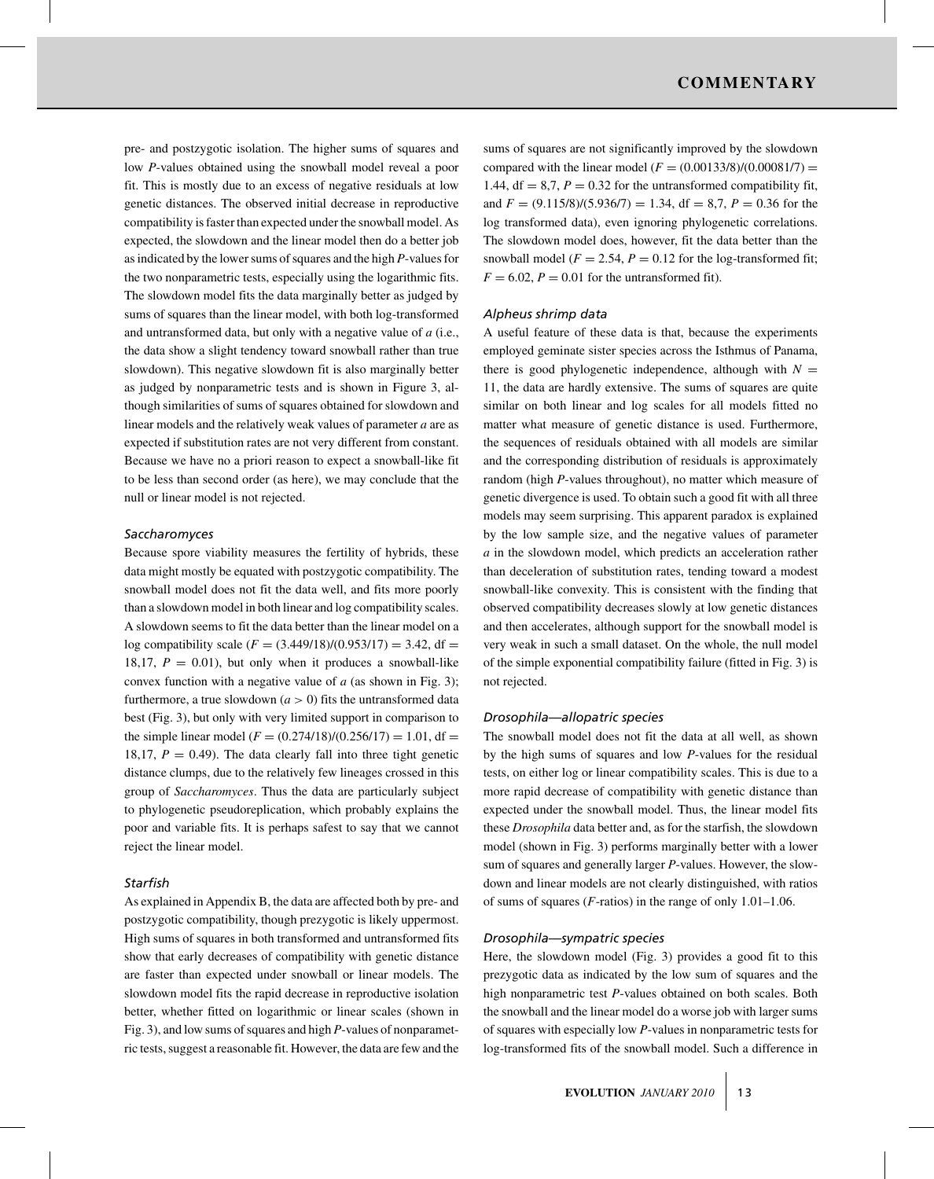pre- and postzygotic isolation. The higher sums of squares and low *P*-values obtained using the snowball model reveal a poor fit. This is mostly due to an excess of negative residuals at low genetic distances. The observed initial decrease in reproductive compatibility is faster than expected under the snowball model. As expected, the slowdown and the linear model then do a better job as indicated by the lower sums of squares and the high *P*-values for the two nonparametric tests, especially using the logarithmic fits. The slowdown model fits the data marginally better as judged by sums of squares than the linear model, with both log-transformed and untransformed data, but only with a negative value of *a* (i.e., the data show a slight tendency toward snowball rather than true slowdown). This negative slowdown fit is also marginally better as judged by nonparametric tests and is shown in Figure 3, although similarities of sums of squares obtained for slowdown and linear models and the relatively weak values of parameter *a* are as expected if substitution rates are not very different from constant. Because we have no a priori reason to expect a snowball-like fit to be less than second order (as here), we may conclude that the null or linear model is not rejected.

### *Saccharomyces*

Because spore viability measures the fertility of hybrids, these data might mostly be equated with postzygotic compatibility. The snowball model does not fit the data well, and fits more poorly than a slowdown model in both linear and log compatibility scales. A slowdown seems to fit the data better than the linear model on a log compatibility scale ($F = (3.449/18)/(0.953/17) = 3.42$, df $=$ 18,17, $P = 0.01$), but only when it produces a snowball-like convex function with a negative value of *a* (as shown in Fig. 3); furthermore, a true slowdown ($a > 0$) fits the untransformed data best (Fig. 3), but only with very limited support in comparison to the simple linear model ($F = (0.274/18)/(0.256/17) = 1.01$, df $=$ 18,17, $P = 0.49$). The data clearly fall into three tight genetic distance clumps, due to the relatively few lineages crossed in this group of *Saccharomyces*. Thus the data are particularly subject to phylogenetic pseudoreplication, which probably explains the poor and variable fits. It is perhaps safest to say that we cannot reject the linear model.

### *Starfish*

As explained in Appendix B, the data are affected both by pre- and postzygotic compatibility, though prezygotic is likely uppermost. High sums of squares in both transformed and untransformed fits show that early decreases of compatibility with genetic distance are faster than expected under snowball or linear models. The slowdown model fits the rapid decrease in reproductive isolation better, whether fitted on logarithmic or linear scales (shown in Fig. 3), and low sums of squares and high *P*-values of nonparametric tests, suggest a reasonable fit. However, the data are few and the sums of squares are not significantly improved by the slowdown compared with the linear model ($F = (0.00133/8)/(0.00081/7) =$ 1.44, df $=$ 8,7, $P = 0.32$ for the untransformed compatibility fit, and $F = (9.115/8)/(5.936/7) = 1.34$, df $=$ 8,7, $P = 0.36$ for the log transformed data), even ignoring phylogenetic correlations. The slowdown model does, however, fit the data better than the snowball model ($F = 2.54$, $P = 0.12$ for the log-transformed fit; $F = 6.02$, $P = 0.01$ for the untransformed fit).

### *Alpheus shrimp data*

A useful feature of these data is that, because the experiments employed geminate sister species across the Isthmus of Panama, there is good phylogenetic independence, although with $N =$ 11, the data are hardly extensive. The sums of squares are quite similar on both linear and log scales for all models fitted no matter what measure of genetic distance is used. Furthermore, the sequences of residuals obtained with all models are similar and the corresponding distribution of residuals is approximately random (high *P*-values throughout), no matter which measure of genetic divergence is used. To obtain such a good fit with all three models may seem surprising. This apparent paradox is explained by the low sample size, and the negative values of parameter *a* in the slowdown model, which predicts an acceleration rather than deceleration of substitution rates, tending toward a modest snowball-like convexity. This is consistent with the finding that observed compatibility decreases slowly at low genetic distances and then accelerates, although support for the snowball model is very weak in such a small dataset. On the whole, the null model of the simple exponential compatibility failure (fitted in Fig. 3) is not rejected.

### *Drosophila—allopatric species*

The snowball model does not fit the data at all well, as shown by the high sums of squares and low *P*-values for the residual tests, on either log or linear compatibility scales. This is due to a more rapid decrease of compatibility with genetic distance than expected under the snowball model. Thus, the linear model fits these *Drosophila* data better and, as for the starfish, the slowdown model (shown in Fig. 3) performs marginally better with a lower sum of squares and generally larger *P*-values. However, the slowdown and linear models are not clearly distinguished, with ratios of sums of squares (*F*-ratios) in the range of only 1.01–1.06.

### *Drosophila—sympatric species*

Here, the slowdown model (Fig. 3) provides a good fit to this prezygotic data as indicated by the low sum of squares and the high nonparametric test *P*-values obtained on both scales. Both the snowball and the linear model do a worse job with larger sums of squares with especially low *P*-values in nonparametric tests for log-transformed fits of the snowball model. Such a difference in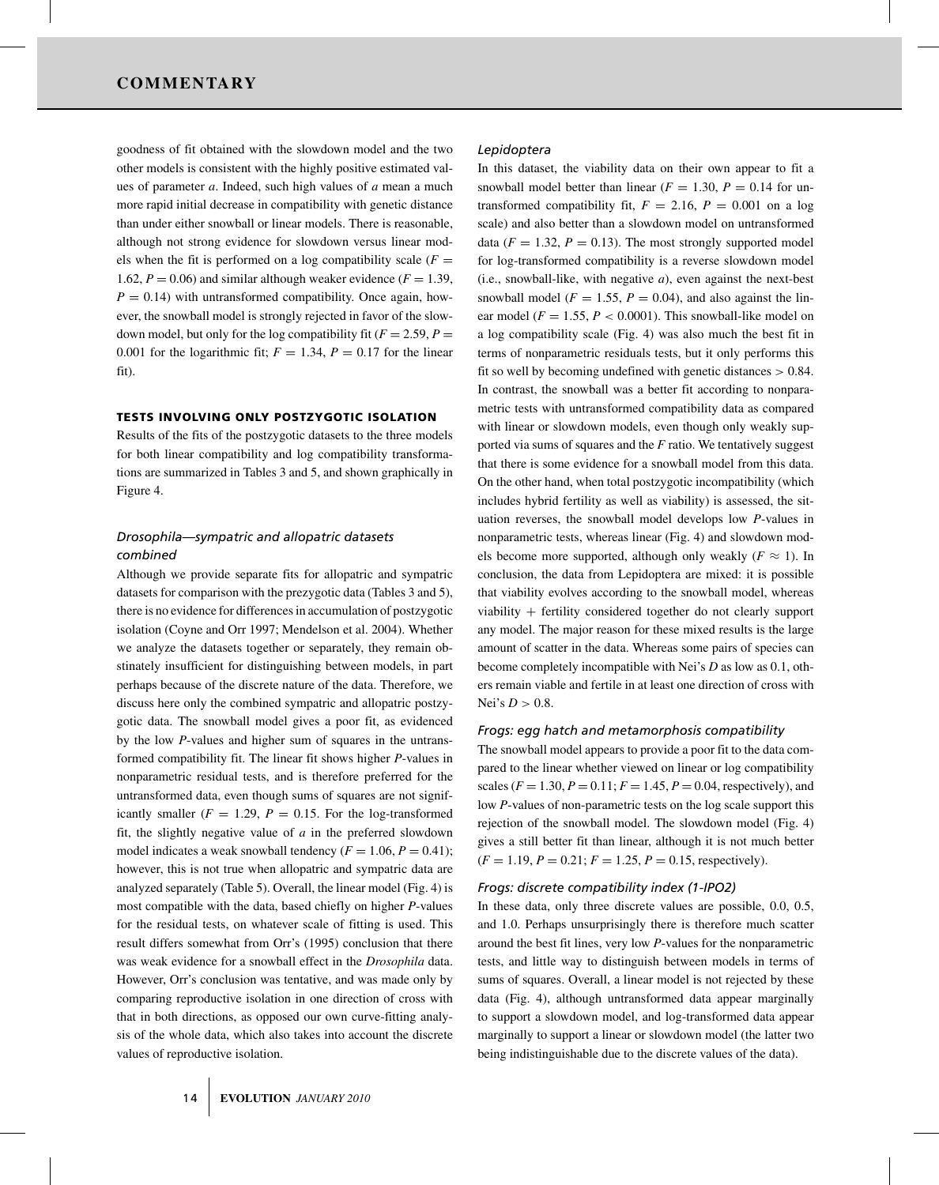goodness of fit obtained with the slowdown model and the two other models is consistent with the highly positive estimated values of parameter $a$. Indeed, such high values of $a$ mean a much more rapid initial decrease in compatibility with genetic distance than under either snowball or linear models. There is reasonable, although not strong evidence for slowdown versus linear models when the fit is performed on a log compatibility scale ($F = 1.62$, $P = 0.06$) and similar although weaker evidence ($F = 1.39$, $P = 0.14$) with untransformed compatibility. Once again, however, the snowball model is strongly rejected in favor of the slowdown model, but only for the log compatibility fit ($F = 2.59$, $P = 0.001$ for the logarithmic fit; $F = 1.34$, $P = 0.17$ for the linear fit).

## TESTS INVOLVING ONLY POSTZYGOTIC ISOLATION

Results of the fits of the postzygotic datasets to the three models for both linear compatibility and log compatibility transformations are summarized in Tables 3 and 5, and shown graphically in Figure 4.

### *Drosophila—sympatric and allopatric datasets combined*

Although we provide separate fits for allopatric and sympatric datasets for comparison with the prezygotic data (Tables 3 and 5), there is no evidence for differences in accumulation of postzygotic isolation (Coyne and Orr 1997; Mendelson et al. 2004). Whether we analyze the datasets together or separately, they remain obstinately insufficient for distinguishing between models, in part perhaps because of the discrete nature of the data. Therefore, we discuss here only the combined sympatric and allopatric postzygotic data. The snowball model gives a poor fit, as evidenced by the low $P$-values and higher sum of squares in the untransformed compatibility fit. The linear fit shows higher $P$-values in nonparametric residual tests, and is therefore preferred for the untransformed data, even though sums of squares are not significantly smaller ($F = 1.29$, $P = 0.15$. For the log-transformed fit, the slightly negative value of $a$ in the preferred slowdown model indicates a weak snowball tendency ($F = 1.06$, $P = 0.41$); however, this is not true when allopatric and sympatric data are analyzed separately (Table 5). Overall, the linear model (Fig. 4) is most compatible with the data, based chiefly on higher $P$-values for the residual tests, on whatever scale of fitting is used. This result differs somewhat from Orr's (1995) conclusion that there was weak evidence for a snowball effect in the *Drosophila* data. However, Orr's conclusion was tentative, and was made only by comparing reproductive isolation in one direction of cross with that in both directions, as opposed our own curve-fitting analysis of the whole data, which also takes into account the discrete values of reproductive isolation.

### *Lepidoptera*

In this dataset, the viability data on their own appear to fit a snowball model better than linear ($F = 1.30$, $P = 0.14$ for untransformed compatibility fit, $F = 2.16$, $P = 0.001$ on a log scale) and also better than a slowdown model on untransformed data ($F = 1.32$, $P = 0.13$). The most strongly supported model for log-transformed compatibility is a reverse slowdown model (i.e., snowball-like, with negative $a$), even against the next-best snowball model ($F = 1.55$, $P = 0.04$), and also against the linear model ($F = 1.55$, $P < 0.0001$). This snowball-like model on a log compatibility scale (Fig. 4) was also much the best fit in terms of nonparametric residuals tests, but it only performs this fit so well by becoming undefined with genetic distances $> 0.84$. In contrast, the snowball was a better fit according to nonparametric tests with untransformed compatibility data as compared with linear or slowdown models, even though only weakly supported via sums of squares and the $F$ ratio. We tentatively suggest that there is some evidence for a snowball model from this data. On the other hand, when total postzygotic incompatibility (which includes hybrid fertility as well as viability) is assessed, the situation reverses, the snowball model develops low $P$-values in nonparametric tests, whereas linear (Fig. 4) and slowdown models become more supported, although only weakly ($F \approx 1$). In conclusion, the data from Lepidoptera are mixed: it is possible that viability evolves according to the snowball model, whereas viability + fertility considered together do not clearly support any model. The major reason for these mixed results is the large amount of scatter in the data. Whereas some pairs of species can become completely incompatible with Nei's $D$ as low as 0.1, others remain viable and fertile in at least one direction of cross with Nei's $D > 0.8$.

### *Frogs: egg hatch and metamorphosis compatibility*

The snowball model appears to provide a poor fit to the data compared to the linear whether viewed on linear or log compatibility scales ($F = 1.30$, $P = 0.11$; $F = 1.45$, $P = 0.04$, respectively), and low $P$-values of non-parametric tests on the log scale support this rejection of the snowball model. The slowdown model (Fig. 4) gives a still better fit than linear, although it is not much better ($F = 1.19$, $P = 0.21$; $F = 1.25$, $P = 0.15$, respectively).

### *Frogs: discrete compatibility index (1-IPO2)*

In these data, only three discrete values are possible, 0.0, 0.5, and 1.0. Perhaps unsurprisingly there is therefore much scatter around the best fit lines, very low $P$-values for the nonparametric tests, and little way to distinguish between models in terms of sums of squares. Overall, a linear model is not rejected by these data (Fig. 4), although untransformed data appear marginally to support a slowdown model, and log-transformed data appear marginally to support a linear or slowdown model (the latter two being indistinguishable due to the discrete values of the data).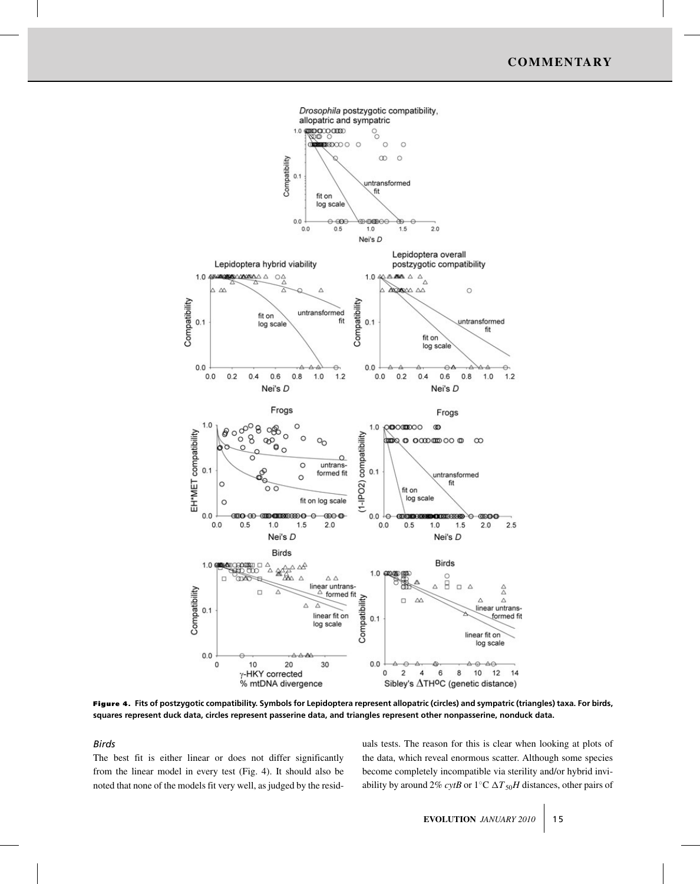**Figure 4.** Fits of postzygotic compatibility. Symbols for Lepidoptera represent allopatric (circles) and sympatric (triangles) taxa. For birds, squares represent duck data, circles represent passerine data, and triangles represent other nonpasserine, nonduck data.

### *Birds*

The best fit is either linear or does not differ significantly from the linear model in every test (Fig. 4). It should also be noted that none of the models fit very well, as judged by the residuals tests. The reason for this is clear when looking at plots of the data, which reveal enormous scatter. Although some species become completely incompatible via sterility and/or hybrid inviability by around 2% *cytB* or 1°C $\Delta T_{50}H$ distances, other pairs of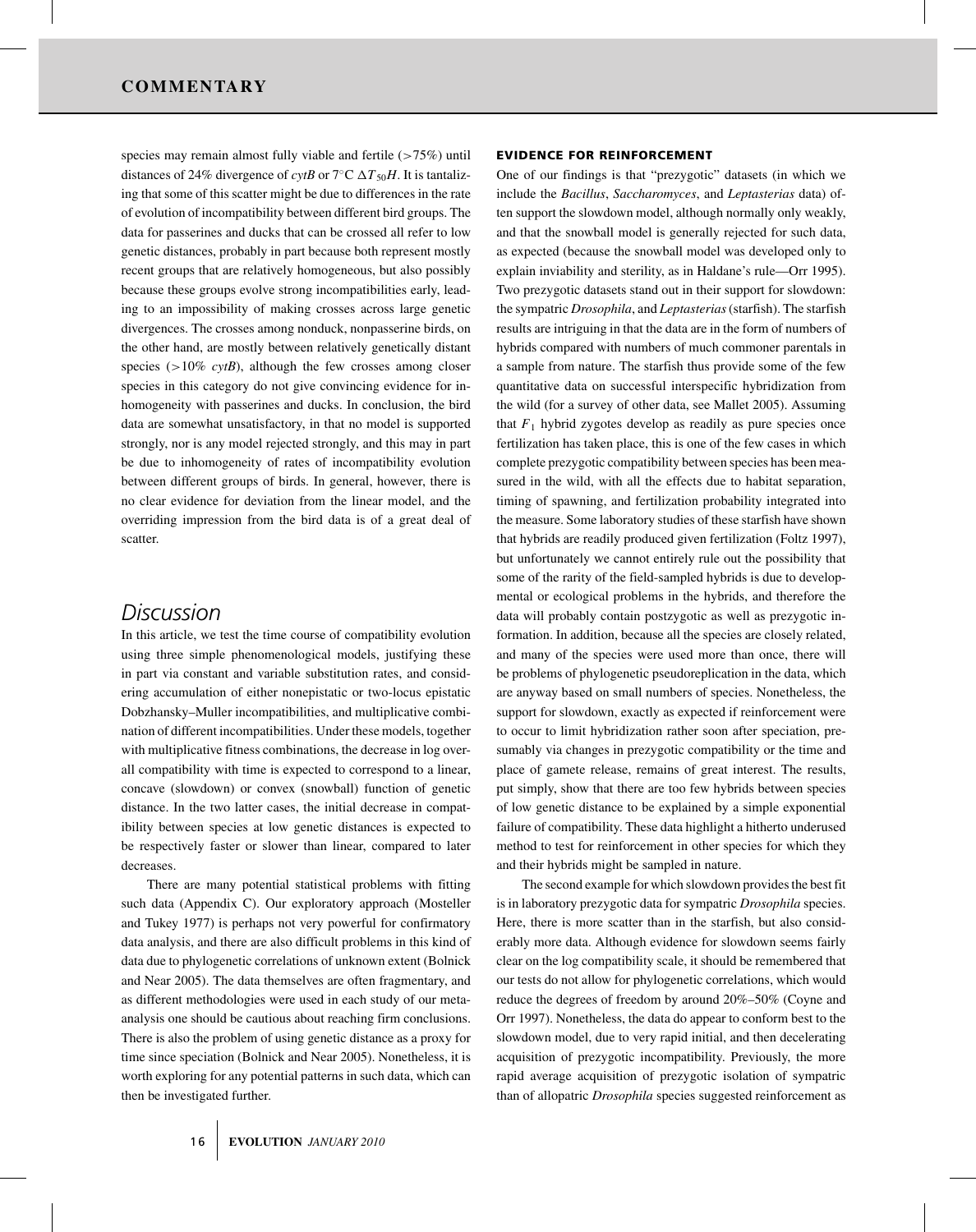species may remain almost fully viable and fertile (>75%) until distances of 24% divergence of *cytB* or 7°C $\Delta T_{50}H$. It is tantalizing that some of this scatter might be due to differences in the rate of evolution of incompatibility between different bird groups. The data for passerines and ducks that can be crossed all refer to low genetic distances, probably in part because both represent mostly recent groups that are relatively homogeneous, but also possibly because these groups evolve strong incompatibilities early, leading to an impossibility of making crosses across large genetic divergences. The crosses among nonduck, nonpasserine birds, on the other hand, are mostly between relatively genetically distant species (>10% *cytB*), although the few crosses among closer species in this category do not give convincing evidence for inhomogeneity with passerines and ducks. In conclusion, the bird data are somewhat unsatisfactory, in that no model is supported strongly, nor is any model rejected strongly, and this may in part be due to inhomogeneity of rates of incompatibility evolution between different groups of birds. In general, however, there is no clear evidence for deviation from the linear model, and the overriding impression from the bird data is of a great deal of scatter.

## Discussion

In this article, we test the time course of compatibility evolution using three simple phenomenological models, justifying these in part via constant and variable substitution rates, and considering accumulation of either nonepistatic or two-locus epistatic Dobzhansky–Muller incompatibilities, and multiplicative combination of different incompatibilities. Under these models, together with multiplicative fitness combinations, the decrease in log overall compatibility with time is expected to correspond to a linear, concave (slowdown) or convex (snowball) function of genetic distance. In the two latter cases, the initial decrease in compatibility between species at low genetic distances is expected to be respectively faster or slower than linear, compared to later decreases.

There are many potential statistical problems with fitting such data (Appendix C). Our exploratory approach (Mosteller and Tukey 1977) is perhaps not very powerful for confirmatory data analysis, and there are also difficult problems in this kind of data due to phylogenetic correlations of unknown extent (Bolnick and Near 2005). The data themselves are often fragmentary, and as different methodologies were used in each study of our meta-analysis one should be cautious about reaching firm conclusions. There is also the problem of using genetic distance as a proxy for time since speciation (Bolnick and Near 2005). Nonetheless, it is worth exploring for any potential patterns in such data, which can then be investigated further.

### EVIDENCE FOR REINFORCEMENT

One of our findings is that "prezygotic" datasets (in which we include the *Bacillus*, *Saccharomyces*, and *Leptasterias* data) often support the slowdown model, although normally only weakly, and that the snowball model is generally rejected for such data, as expected (because the snowball model was developed only to explain inviability and sterility, as in Haldane's rule—Orr 1995). Two prezygotic datasets stand out in their support for slowdown: the sympatric *Drosophila*, and *Leptasterias* (starfish). The starfish results are intriguing in that the data are in the form of numbers of hybrids compared with numbers of much commoner parentals in a sample from nature. The starfish thus provide some of the few quantitative data on successful interspecific hybridization from the wild (for a survey of other data, see Mallet 2005). Assuming that $F_1$ hybrid zygotes develop as readily as pure species once fertilization has taken place, this is one of the few cases in which complete prezygotic compatibility between species has been measured in the wild, with all the effects due to habitat separation, timing of spawning, and fertilization probability integrated into the measure. Some laboratory studies of these starfish have shown that hybrids are readily produced given fertilization (Foltz 1997), but unfortunately we cannot entirely rule out the possibility that some of the rarity of the field-sampled hybrids is due to developmental or ecological problems in the hybrids, and therefore the data will probably contain postzygotic as well as prezygotic information. In addition, because all the species are closely related, and many of the species were used more than once, there will be problems of phylogenetic pseudoreplication in the data, which are anyway based on small numbers of species. Nonetheless, the support for slowdown, exactly as expected if reinforcement were to occur to limit hybridization rather soon after speciation, presumably via changes in prezygotic compatibility or the time and place of gamete release, remains of great interest. The results, put simply, show that there are too few hybrids between species of low genetic distance to be explained by a simple exponential failure of compatibility. These data highlight a hitherto underused method to test for reinforcement in other species for which they and their hybrids might be sampled in nature.

The second example for which slowdown provides the best fit is in laboratory prezygotic data for sympatric *Drosophila* species. Here, there is more scatter than in the starfish, but also considerably more data. Although evidence for slowdown seems fairly clear on the log compatibility scale, it should be remembered that our tests do not allow for phylogenetic correlations, which would reduce the degrees of freedom by around 20%–50% (Coyne and Orr 1997). Nonetheless, the data do appear to conform best to the slowdown model, due to very rapid initial, and then decelerating acquisition of prezygotic incompatibility. Previously, the more rapid average acquisition of prezygotic isolation of sympatric than of allopatric *Drosophila* species suggested reinforcement as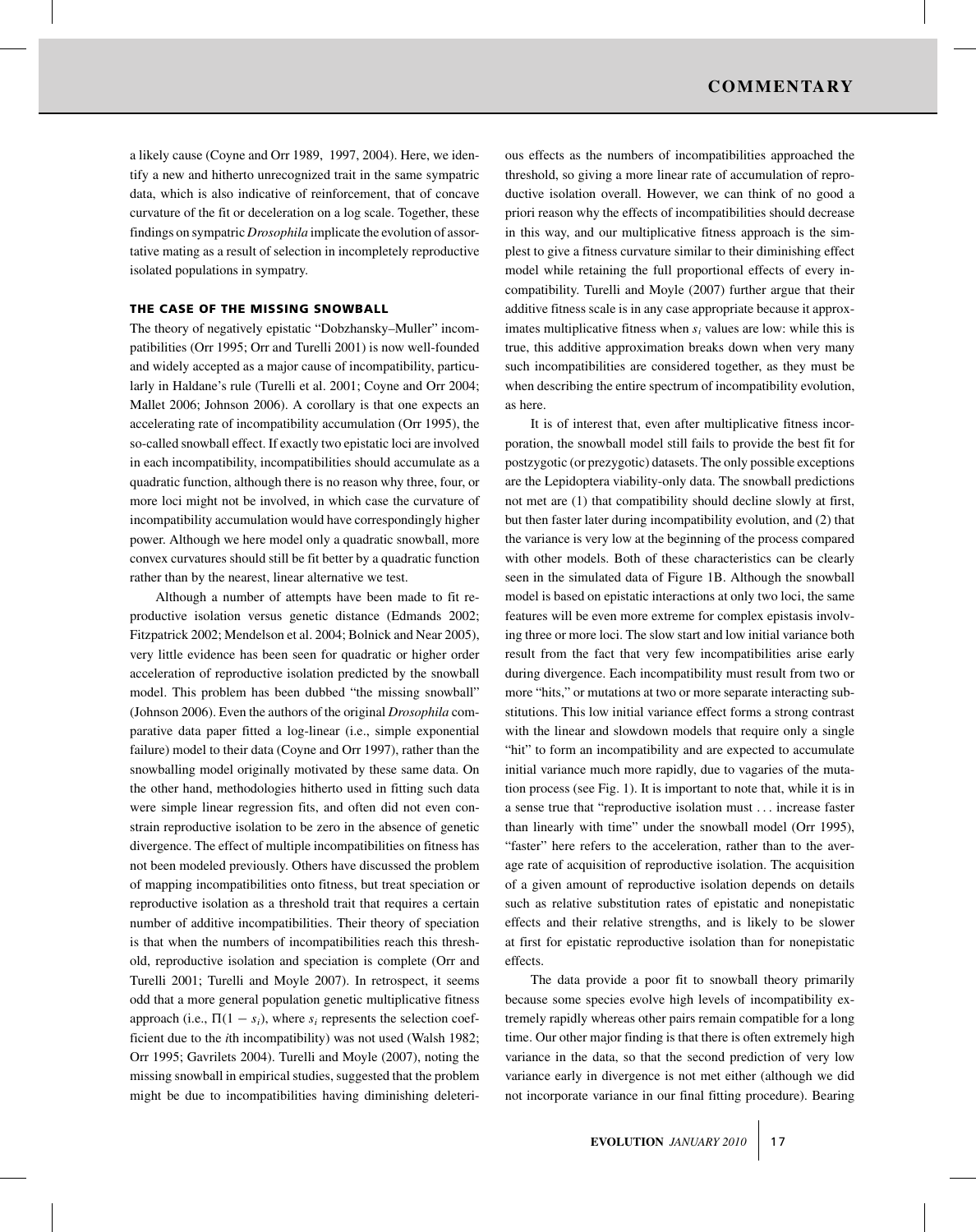a likely cause (Coyne and Orr 1989, 1997, 2004). Here, we identify a new and hitherto unrecognized trait in the same sympatric data, which is also indicative of reinforcement, that of concave curvature of the fit or deceleration on a log scale. Together, these findings on sympatric *Drosophila* implicate the evolution of assortative mating as a result of selection in incompletely reproductive isolated populations in sympatry.

### THE CASE OF THE MISSING SNOWBALL

The theory of negatively epistatic "Dobzhansky–Muller" incompatibilities (Orr 1995; Orr and Turelli 2001) is now well-founded and widely accepted as a major cause of incompatibility, particularly in Haldane's rule (Turelli et al. 2001; Coyne and Orr 2004; Mallet 2006; Johnson 2006). A corollary is that one expects an accelerating rate of incompatibility accumulation (Orr 1995), the so-called snowball effect. If exactly two epistatic loci are involved in each incompatibility, incompatibilities should accumulate as a quadratic function, although there is no reason why three, four, or more loci might not be involved, in which case the curvature of incompatibility accumulation would have correspondingly higher power. Although we here model only a quadratic snowball, more convex curvatures should still be fit better by a quadratic function rather than by the nearest, linear alternative we test.

Although a number of attempts have been made to fit reproductive isolation versus genetic distance (Edmands 2002; Fitzpatrick 2002; Mendelson et al. 2004; Bolnick and Near 2005), very little evidence has been seen for quadratic or higher order acceleration of reproductive isolation predicted by the snowball model. This problem has been dubbed "the missing snowball" (Johnson 2006). Even the authors of the original *Drosophila* comparative data paper fitted a log-linear (i.e., simple exponential failure) model to their data (Coyne and Orr 1997), rather than the snowballing model originally motivated by these same data. On the other hand, methodologies hitherto used in fitting such data were simple linear regression fits, and often did not even constrain reproductive isolation to be zero in the absence of genetic divergence. The effect of multiple incompatibilities on fitness has not been modeled previously. Others have discussed the problem of mapping incompatibilities onto fitness, but treat speciation or reproductive isolation as a threshold trait that requires a certain number of additive incompatibilities. Their theory of speciation is that when the numbers of incompatibilities reach this threshold, reproductive isolation and speciation is complete (Orr and Turelli 2001; Turelli and Moyle 2007). In retrospect, it seems odd that a more general population genetic multiplicative fitness approach (i.e., $\Pi(1 - s_i)$, where $s_i$ represents the selection coefficient due to the $i$th incompatibility) was not used (Walsh 1982; Orr 1995; Gavrilets 2004). Turelli and Moyle (2007), noting the missing snowball in empirical studies, suggested that the problem might be due to incompatibilities having diminishing deleterious effects as the numbers of incompatibilities approached the threshold, so giving a more linear rate of accumulation of reproductive isolation overall. However, we can think of no good a priori reason why the effects of incompatibilities should decrease in this way, and our multiplicative fitness approach is the simplest to give a fitness curvature similar to their diminishing effect model while retaining the full proportional effects of every incompatibility. Turelli and Moyle (2007) further argue that their additive fitness scale is in any case appropriate because it approximates multiplicative fitness when $s_i$ values are low: while this is true, this additive approximation breaks down when very many such incompatibilities are considered together, as they must be when describing the entire spectrum of incompatibility evolution, as here.

It is of interest that, even after multiplicative fitness incorporation, the snowball model still fails to provide the best fit for postzygotic (or prezygotic) datasets. The only possible exceptions are the Lepidoptera viability-only data. The snowball predictions not met are (1) that compatibility should decline slowly at first, but then faster later during incompatibility evolution, and (2) that the variance is very low at the beginning of the process compared with other models. Both of these characteristics can be clearly seen in the simulated data of Figure 1B. Although the snowball model is based on epistatic interactions at only two loci, the same features will be even more extreme for complex epistasis involving three or more loci. The slow start and low initial variance both result from the fact that very few incompatibilities arise early during divergence. Each incompatibility must result from two or more "hits," or mutations at two or more separate interacting substitutions. This low initial variance effect forms a strong contrast with the linear and slowdown models that require only a single "hit" to form an incompatibility and are expected to accumulate initial variance much more rapidly, due to vagaries of the mutation process (see Fig. 1). It is important to note that, while it is in a sense true that "reproductive isolation must ... increase faster than linearly with time" under the snowball model (Orr 1995), "faster" here refers to the acceleration, rather than to the average rate of acquisition of reproductive isolation. The acquisition of a given amount of reproductive isolation depends on details such as relative substitution rates of epistatic and nonepistatic effects and their relative strengths, and is likely to be slower at first for epistatic reproductive isolation than for nonepistatic effects.

The data provide a poor fit to snowball theory primarily because some species evolve high levels of incompatibility extremely rapidly whereas other pairs remain compatible for a long time. Our other major finding is that there is often extremely high variance in the data, so that the second prediction of very low variance early in divergence is not met either (although we did not incorporate variance in our final fitting procedure). Bearing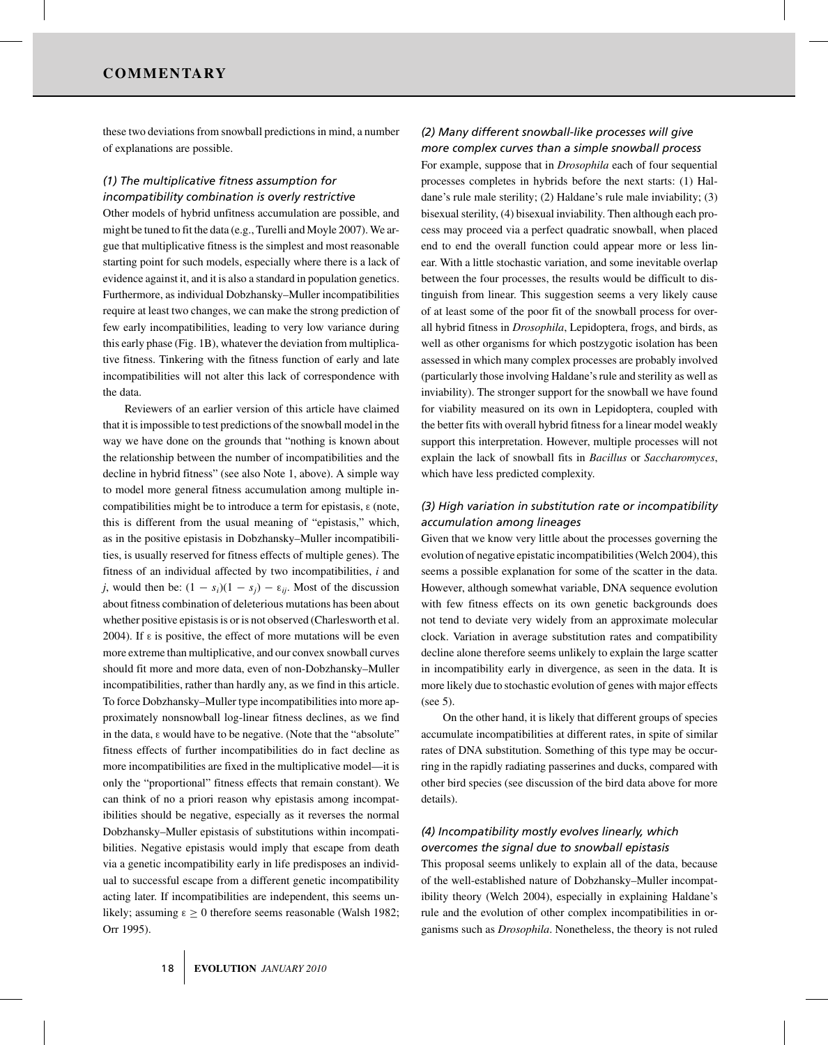these two deviations from snowball predictions in mind, a number of explanations are possible.

### *(1) The multiplicative fitness assumption for incompatibility combination is overly restrictive*

Other models of hybrid unfitness accumulation are possible, and might be tuned to fit the data (e.g., Turelli and Moyle 2007). We argue that multiplicative fitness is the simplest and most reasonable starting point for such models, especially where there is a lack of evidence against it, and it is also a standard in population genetics. Furthermore, as individual Dobzhansky–Muller incompatibilities require at least two changes, we can make the strong prediction of few early incompatibilities, leading to very low variance during this early phase (Fig. 1B), whatever the deviation from multiplicative fitness. Tinkering with the fitness function of early and late incompatibilities will not alter this lack of correspondence with the data.

Reviewers of an earlier version of this article have claimed that it is impossible to test predictions of the snowball model in the way we have done on the grounds that "nothing is known about the relationship between the number of incompatibilities and the decline in hybrid fitness" (see also Note 1, above). A simple way to model more general fitness accumulation among multiple incompatibilities might be to introduce a term for epistasis, $\varepsilon$ (note, this is different from the usual meaning of "epistasis," which, as in the positive epistasis in Dobzhansky–Muller incompatibilities, is usually reserved for fitness effects of multiple genes). The fitness of an individual affected by two incompatibilities, $i$ and $j$, would then be: $(1 - s_i)(1 - s_j) - \varepsilon_{ij}$. Most of the discussion about fitness combination of deleterious mutations has been about whether positive epistasis is or is not observed (Charlesworth et al. 2004). If $\varepsilon$ is positive, the effect of more mutations will be even more extreme than multiplicative, and our convex snowball curves should fit more and more data, even of non-Dobzhansky–Muller incompatibilities, rather than hardly any, as we find in this article. To force Dobzhansky–Muller type incompatibilities into more approximately nonsnowball log-linear fitness declines, as we find in the data, $\varepsilon$ would have to be negative. (Note that the "absolute" fitness effects of further incompatibilities do in fact decline as more incompatibilities are fixed in the multiplicative model—it is only the "proportional" fitness effects that remain constant). We can think of no a priori reason why epistasis among incompatibilities should be negative, especially as it reverses the normal Dobzhansky–Muller epistasis of substitutions within incompatibilities. Negative epistasis would imply that escape from death via a genetic incompatibility early in life predisposes an individual to successful escape from a different genetic incompatibility acting later. If incompatibilities are independent, this seems unlikely; assuming $\varepsilon \geq 0$ therefore seems reasonable (Walsh 1982; Orr 1995).

### *(2) Many different snowball-like processes will give more complex curves than a simple snowball process*

For example, suppose that in *Drosophila* each of four sequential processes completes in hybrids before the next starts: (1) Haldane's rule male sterility; (2) Haldane's rule male inviability; (3) bisexual sterility, (4) bisexual inviability. Then although each process may proceed via a perfect quadratic snowball, when placed end to end the overall function could appear more or less linear. With a little stochastic variation, and some inevitable overlap between the four processes, the results would be difficult to distinguish from linear. This suggestion seems a very likely cause of at least some of the poor fit of the snowball process for overall hybrid fitness in *Drosophila*, Lepidoptera, frogs, and birds, as well as other organisms for which postzygotic isolation has been assessed in which many complex processes are probably involved (particularly those involving Haldane's rule and sterility as well as inviability). The stronger support for the snowball we have found for viability measured on its own in Lepidoptera, coupled with the better fits with overall hybrid fitness for a linear model weakly support this interpretation. However, multiple processes will not explain the lack of snowball fits in *Bacillus* or *Saccharomyces*, which have less predicted complexity.

### *(3) High variation in substitution rate or incompatibility accumulation among lineages*

Given that we know very little about the processes governing the evolution of negative epistatic incompatibilities (Welch 2004), this seems a possible explanation for some of the scatter in the data. However, although somewhat variable, DNA sequence evolution with few fitness effects on its own genetic backgrounds does not tend to deviate very widely from an approximate molecular clock. Variation in average substitution rates and compatibility decline alone therefore seems unlikely to explain the large scatter in incompatibility early in divergence, as seen in the data. It is more likely due to stochastic evolution of genes with major effects (see 5).

On the other hand, it is likely that different groups of species accumulate incompatibilities at different rates, in spite of similar rates of DNA substitution. Something of this type may be occurring in the rapidly radiating passerines and ducks, compared with other bird species (see discussion of the bird data above for more details).

### *(4) Incompatibility mostly evolves linearly, which overcomes the signal due to snowball epistasis*

This proposal seems unlikely to explain all of the data, because of the well-established nature of Dobzhansky–Muller incompatibility theory (Welch 2004), especially in explaining Haldane's rule and the evolution of other complex incompatibilities in organisms such as *Drosophila*. Nonetheless, the theory is not ruled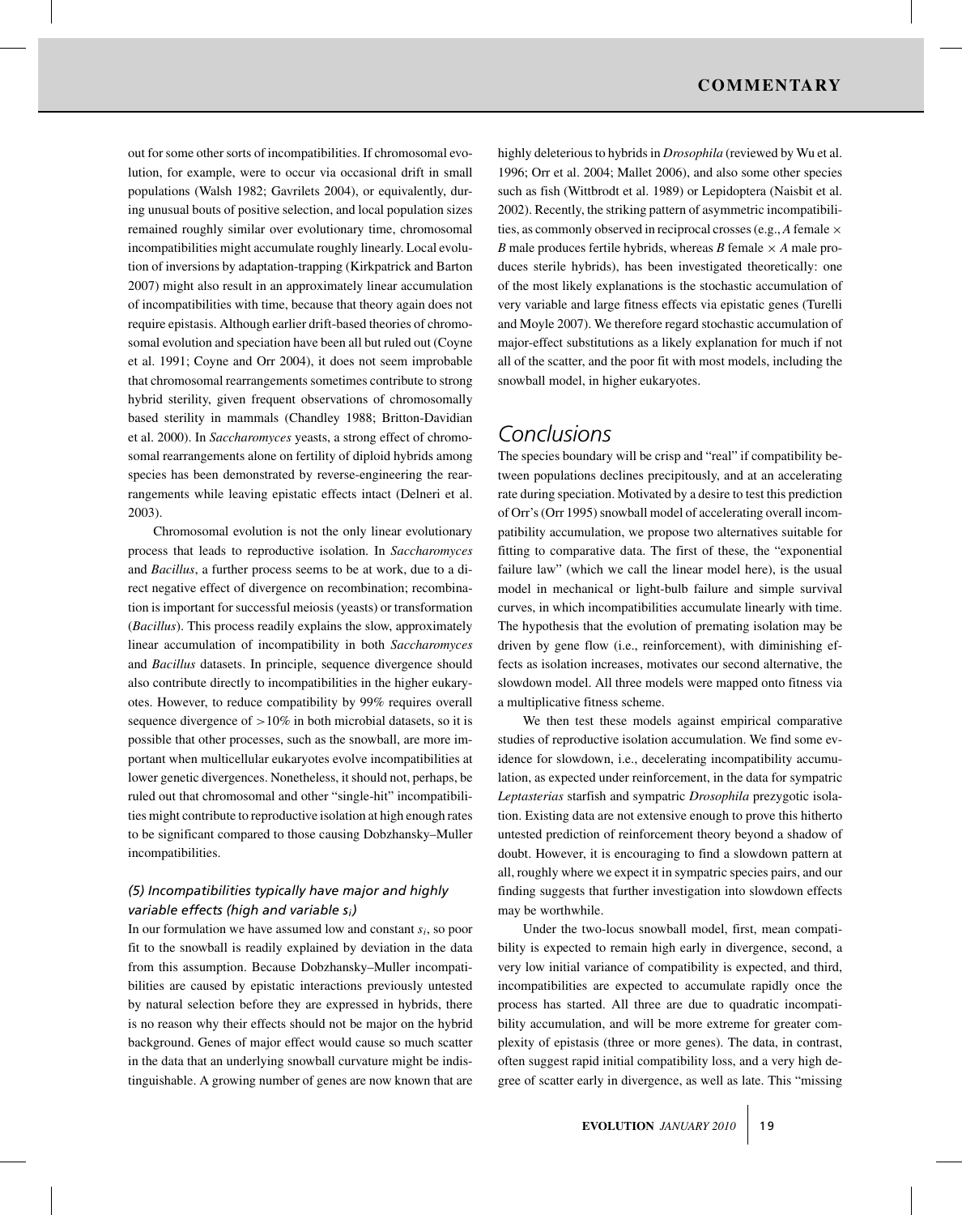out for some other sorts of incompatibilities. If chromosomal evolution, for example, were to occur via occasional drift in small populations (Walsh 1982; Gavrilets 2004), or equivalently, during unusual bouts of positive selection, and local population sizes remained roughly similar over evolutionary time, chromosomal incompatibilities might accumulate roughly linearly. Local evolution of inversions by adaptation-trapping (Kirkpatrick and Barton 2007) might also result in an approximately linear accumulation of incompatibilities with time, because that theory again does not require epistasis. Although earlier drift-based theories of chromosomal evolution and speciation have been all but ruled out (Coyne et al. 1991; Coyne and Orr 2004), it does not seem improbable that chromosomal rearrangements sometimes contribute to strong hybrid sterility, given frequent observations of chromosomally based sterility in mammals (Chandley 1988; Britton-Davidian et al. 2000). In *Saccharomyces* yeasts, a strong effect of chromosomal rearrangements alone on fertility of diploid hybrids among species has been demonstrated by reverse-engineering the rearrangements while leaving epistatic effects intact (Delneri et al. 2003).

Chromosomal evolution is not the only linear evolutionary process that leads to reproductive isolation. In *Saccharomyces* and *Bacillus*, a further process seems to be at work, due to a direct negative effect of divergence on recombination; recombination is important for successful meiosis (yeasts) or transformation (*Bacillus*). This process readily explains the slow, approximately linear accumulation of incompatibility in both *Saccharomyces* and *Bacillus* datasets. In principle, sequence divergence should also contribute directly to incompatibilities in the higher eukaryotes. However, to reduce compatibility by 99% requires overall sequence divergence of >10% in both microbial datasets, so it is possible that other processes, such as the snowball, are more important when multicellular eukaryotes evolve incompatibilities at lower genetic divergences. Nonetheless, it should not, perhaps, be ruled out that chromosomal and other "single-hit" incompatibilities might contribute to reproductive isolation at high enough rates to be significant compared to those causing Dobzhansky–Muller incompatibilities.

### *(5) Incompatibilities typically have major and highly variable effects (high and variable $s_i$)*

In our formulation we have assumed low and constant $s_i$, so poor fit to the snowball is readily explained by deviation in the data from this assumption. Because Dobzhansky–Muller incompatibilities are caused by epistatic interactions previously untested by natural selection before they are expressed in hybrids, there is no reason why their effects should not be major on the hybrid background. Genes of major effect would cause so much scatter in the data that an underlying snowball curvature might be indistinguishable. A growing number of genes are now known that are highly deleterious to hybrids in *Drosophila* (reviewed by Wu et al. 1996; Orr et al. 2004; Mallet 2006), and also some other species such as fish (Wittbrodt et al. 1989) or Lepidoptera (Naisbit et al. 2002). Recently, the striking pattern of asymmetric incompatibilities, as commonly observed in reciprocal crosses (e.g., *A* female × *B* male produces fertile hybrids, whereas *B* female × *A* male produces sterile hybrids), has been investigated theoretically: one of the most likely explanations is the stochastic accumulation of very variable and large fitness effects via epistatic genes (Turelli and Moyle 2007). We therefore regard stochastic accumulation of major-effect substitutions as a likely explanation for much if not all of the scatter, and the poor fit with most models, including the snowball model, in higher eukaryotes.

## *Conclusions*

The species boundary will be crisp and "real" if compatibility between populations declines precipitously, and at an accelerating rate during speciation. Motivated by a desire to test this prediction of Orr's (Orr 1995) snowball model of accelerating overall incompatibility accumulation, we propose two alternatives suitable for fitting to comparative data. The first of these, the "exponential failure law" (which we call the linear model here), is the usual model in mechanical or light-bulb failure and simple survival curves, in which incompatibilities accumulate linearly with time. The hypothesis that the evolution of premating isolation may be driven by gene flow (i.e., reinforcement), with diminishing effects as isolation increases, motivates our second alternative, the slowdown model. All three models were mapped onto fitness via a multiplicative fitness scheme.

We then test these models against empirical comparative studies of reproductive isolation accumulation. We find some evidence for slowdown, i.e., decelerating incompatibility accumulation, as expected under reinforcement, in the data for sympatric *Leptasterias* starfish and sympatric *Drosophila* prezygotic isolation. Existing data are not extensive enough to prove this hitherto untested prediction of reinforcement theory beyond a shadow of doubt. However, it is encouraging to find a slowdown pattern at all, roughly where we expect it in sympatric species pairs, and our finding suggests that further investigation into slowdown effects may be worthwhile.

Under the two-locus snowball model, first, mean compatibility is expected to remain high early in divergence, second, a very low initial variance of compatibility is expected, and third, incompatibilities are expected to accumulate rapidly once the process has started. All three are due to quadratic incompatibility accumulation, and will be more extreme for greater complexity of epistasis (three or more genes). The data, in contrast, often suggest rapid initial compatibility loss, and a very high degree of scatter early in divergence, as well as late. This "missing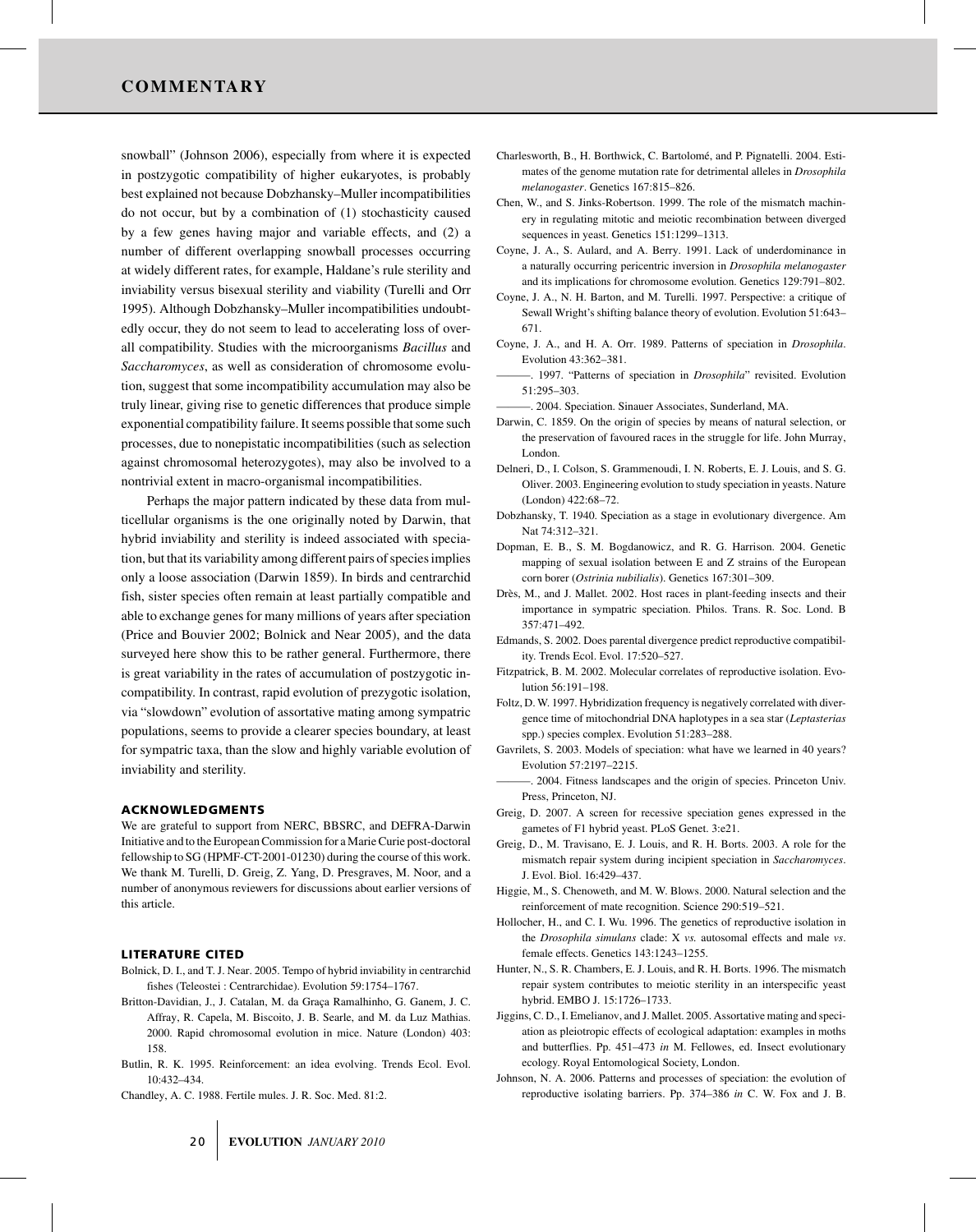snowball" (Johnson 2006), especially from where it is expected in postzygotic compatibility of higher eukaryotes, is probably best explained not because Dobzhansky–Muller incompatibilities do not occur, but by a combination of (1) stochasticity caused by a few genes having major and variable effects, and (2) a number of different overlapping snowball processes occurring at widely different rates, for example, Haldane's rule sterility and inviability versus bisexual sterility and viability (Turelli and Orr 1995). Although Dobzhansky–Muller incompatibilities undoubtedly occur, they do not seem to lead to accelerating loss of overall compatibility. Studies with the microorganisms *Bacillus* and *Saccharomyces*, as well as consideration of chromosome evolution, suggest that some incompatibility accumulation may also be truly linear, giving rise to genetic differences that produce simple exponential compatibility failure. It seems possible that some such processes, due to nonepistatic incompatibilities (such as selection against chromosomal heterozygotes), may also be involved to a nontrivial extent in macro-organismal incompatibilities.

Perhaps the major pattern indicated by these data from multicellular organisms is the one originally noted by Darwin, that hybrid inviability and sterility is indeed associated with speciation, but that its variability among different pairs of species implies only a loose association (Darwin 1859). In birds and centrarchid fish, sister species often remain at least partially compatible and able to exchange genes for many millions of years after speciation (Price and Bouvier 2002; Bolnick and Near 2005), and the data surveyed here show this to be rather general. Furthermore, there is great variability in the rates of accumulation of postzygotic incompatibility. In contrast, rapid evolution of prezygotic isolation, via "slowdown" evolution of assortative mating among sympatric populations, seems to provide a clearer species boundary, at least for sympatric taxa, than the slow and highly variable evolution of inviability and sterility.

## ACKNOWLEDGMENTS

We are grateful to support from NERC, BBSRC, and DEFRA-Darwin Initiative and to the European Commission for a Marie Curie post-doctoral fellowship to SG (HPMF-CT-2001-01230) during the course of this work. We thank M. Turelli, D. Greig, Z. Yang, D. Presgraves, M. Noor, and a number of anonymous reviewers for discussions about earlier versions of this article.

## LITERATURE CITED

Bolnick, D. I., and T. J. Near. 2005. Tempo of hybrid inviability in centrarchid fishes (Teleostei : Centrarchidae). Evolution 59:1754–1767.

Britton-Davidian, J., J. Catalan, M. da Graça Ramalhinho, G. Ganem, J. C. Affray, R. Capela, M. Biscoito, J. B. Searle, and M. da Luz Mathias. 2000. Rapid chromosomal evolution in mice. Nature (London) 403: 158.

Butlin, R. K. 1995. Reinforcement: an idea evolving. Trends Ecol. Evol. 10:432–434.

Chandley, A. C. 1988. Fertile mules. J. R. Soc. Med. 81:2.

Charlesworth, B., H. Borthwick, C. Bartolomé, and P. Pignatelli. 2004. Estimates of the genome mutation rate for detrimental alleles in *Drosophila melanogaster*. Genetics 167:815–826.

Chen, W., and S. Jinks-Robertson. 1999. The role of the mismatch machinery in regulating mitotic and meiotic recombination between diverged sequences in yeast. Genetics 151:1299–1313.

Coyne, J. A., S. Aulard, and A. Berry. 1991. Lack of underdominance in a naturally occurring pericentric inversion in *Drosophila melanogaster* and its implications for chromosome evolution. Genetics 129:791–802.

Coyne, J. A., N. H. Barton, and M. Turelli. 1997. Perspective: a critique of Sewall Wright's shifting balance theory of evolution. Evolution 51:643–671.

Coyne, J. A., and H. A. Orr. 1989. Patterns of speciation in *Drosophila*. Evolution 43:362–381.

———. 1997. "Patterns of speciation in *Drosophila*" revisited. Evolution 51:295–303.

———. 2004. Speciation. Sinauer Associates, Sunderland, MA.

Darwin, C. 1859. On the origin of species by means of natural selection, or the preservation of favoured races in the struggle for life. John Murray, London.

Delneri, D., I. Colson, S. Grammenoudi, I. N. Roberts, E. J. Louis, and S. G. Oliver. 2003. Engineering evolution to study speciation in yeasts. Nature (London) 422:68–72.

Dobzhansky, T. 1940. Speciation as a stage in evolutionary divergence. Am Nat 74:312–321.

Dopman, E. B., S. M. Bogdanowicz, and R. G. Harrison. 2004. Genetic mapping of sexual isolation between E and Z strains of the European corn borer (*Ostrinia nubilialis*). Genetics 167:301–309.

Drès, M., and J. Mallet. 2002. Host races in plant-feeding insects and their importance in sympatric speciation. Philos. Trans. R. Soc. Lond. B 357:471–492.

Edmands, S. 2002. Does parental divergence predict reproductive compatibility. Trends Ecol. Evol. 17:520–527.

Fitzpatrick, B. M. 2002. Molecular correlates of reproductive isolation. Evolution 56:191–198.

Foltz, D. W. 1997. Hybridization frequency is negatively correlated with divergence time of mitochondrial DNA haplotypes in a sea star (*Leptasterias* spp.) species complex. Evolution 51:283–288.

Gavrilets, S. 2003. Models of speciation: what have we learned in 40 years? Evolution 57:2197–2215.

———. 2004. Fitness landscapes and the origin of species. Princeton Univ. Press, Princeton, NJ.

Greig, D. 2007. A screen for recessive speciation genes expressed in the gametes of F1 hybrid yeast. PLoS Genet. 3:e21.

Greig, D., M. Travisano, E. J. Louis, and R. H. Borts. 2003. A role for the mismatch repair system during incipient speciation in *Saccharomyces*. J. Evol. Biol. 16:429–437.

Higgie, M., S. Chenoweth, and M. W. Blows. 2000. Natural selection and the reinforcement of mate recognition. Science 290:519–521.

Hollocher, H., and C. I. Wu. 1996. The genetics of reproductive isolation in the *Drosophila simulans* clade: X *vs.* autosomal effects and male *vs.* female effects. Genetics 143:1243–1255.

Hunter, N., S. R. Chambers, E. J. Louis, and R. H. Borts. 1996. The mismatch repair system contributes to meiotic sterility in an interspecific yeast hybrid. EMBO J. 15:1726–1733.

Jiggins, C. D., I. Emelianov, and J. Mallet. 2005. Assortative mating and speciation as pleiotropic effects of ecological adaptation: examples in moths and butterflies. Pp. 451–473 *in* M. Fellowes, ed. Insect evolutionary ecology. Royal Entomological Society, London.

Johnson, N. A. 2006. Patterns and processes of speciation: the evolution of reproductive isolating barriers. Pp. 374–386 *in* C. W. Fox and J. B.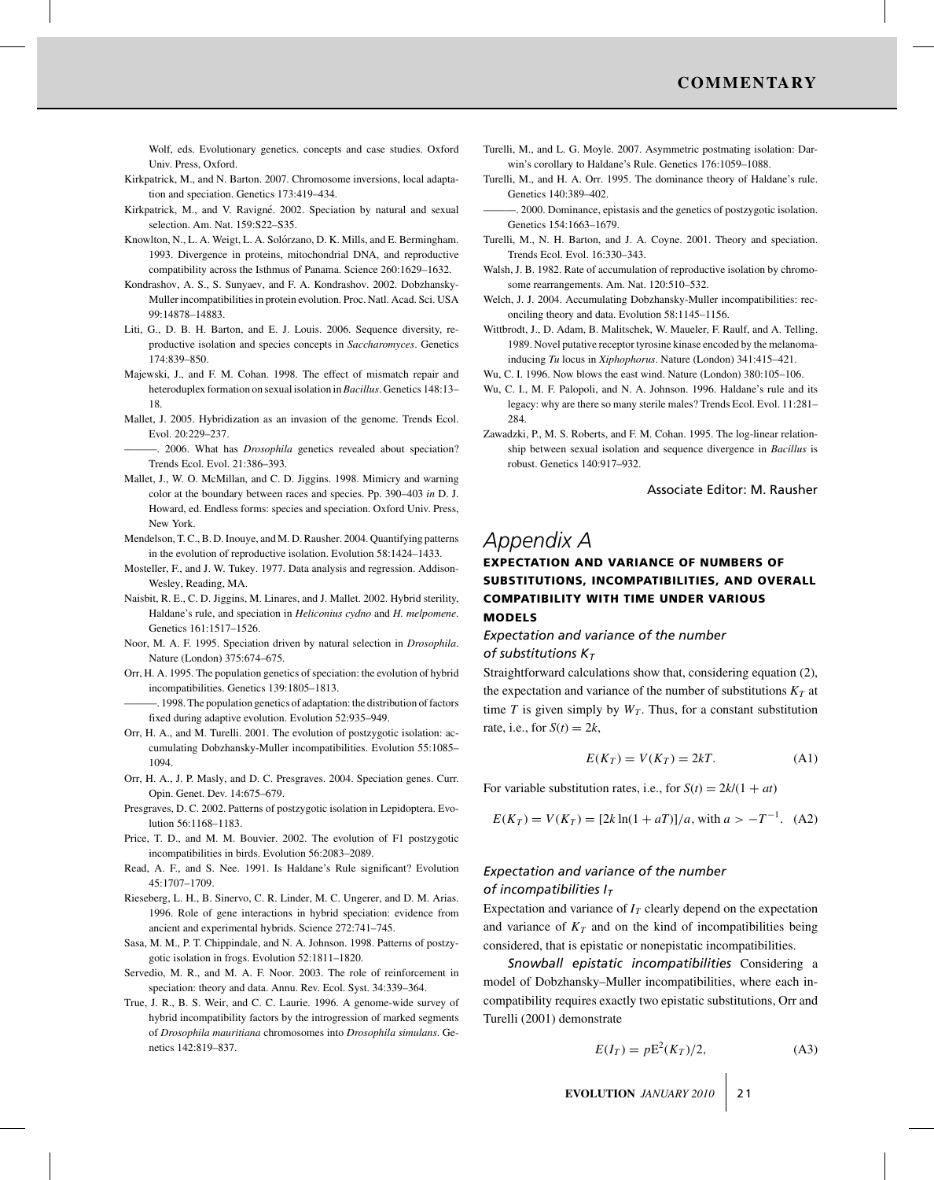Wolf, eds. Evolutionary genetics. concepts and case studies. Oxford Univ. Press, Oxford.

Kirkpatrick, M., and N. Barton. 2007. Chromosome inversions, local adaptation and speciation. Genetics 173:419–434.

Kirkpatrick, M., and V. Ravigné. 2002. Speciation by natural and sexual selection. Am. Nat. 159:S22–S35.

Knowlton, N., L. A. Weigt, L. A. Solórzano, D. K. Mills, and E. Bermingham. 1993. Divergence in proteins, mitochondrial DNA, and reproductive compatibility across the Isthmus of Panama. Science 260:1629–1632.

Kondrashov, A. S., S. Sunyaev, and F. A. Kondrashov. 2002. Dobzhansky-Muller incompatibilities in protein evolution. Proc. Natl. Acad. Sci. USA 99:14878–14883.

Liti, G., D. B. H. Barton, and E. J. Louis. 2006. Sequence diversity, reproductive isolation and species concepts in *Saccharomyces*. Genetics 174:839–850.

Majewski, J., and F. M. Cohan. 1998. The effect of mismatch repair and heteroduplex formation on sexual isolation in *Bacillus*. Genetics 148:13–18.

Mallet, J. 2005. Hybridization as an invasion of the genome. Trends Ecol. Evol. 20:229–237.

———. 2006. What has *Drosophila* genetics revealed about speciation? Trends Ecol. Evol. 21:386–393.

Mallet, J., W. O. McMillan, and C. D. Jiggins. 1998. Mimicry and warning color at the boundary between races and species. Pp. 390–403 *in* D. J. Howard, ed. Endless forms: species and speciation. Oxford Univ. Press, New York.

Mendelson, T. C., B. D. Inouye, and M. D. Rausher. 2004. Quantifying patterns in the evolution of reproductive isolation. Evolution 58:1424–1433.

Mosteller, F., and J. W. Tukey. 1977. Data analysis and regression. Addison-Wesley, Reading, MA.

Naisbit, R. E., C. D. Jiggins, M. Linares, and J. Mallet. 2002. Hybrid sterility, Haldane's rule, and speciation in *Heliconius cydno* and *H. melpomene*. Genetics 161:1517–1526.

Noor, M. A. F. 1995. Speciation driven by natural selection in *Drosophila*. Nature (London) 375:674–675.

Orr, H. A. 1995. The population genetics of speciation: the evolution of hybrid incompatibilities. Genetics 139:1805–1813.

———. 1998. The population genetics of adaptation: the distribution of factors fixed during adaptive evolution. Evolution 52:935–949.

Orr, H. A., and M. Turelli. 2001. The evolution of postzygotic isolation: accumulating Dobzhansky-Muller incompatibilities. Evolution 55:1085–1094.

Orr, H. A., J. P. Masly, and D. C. Presgraves. 2004. Speciation genes. Curr. Opin. Genet. Dev. 14:675–679.

Presgraves, D. C. 2002. Patterns of postzygotic isolation in Lepidoptera. Evolution 56:1168–1183.

Price, T. D., and M. M. Bouvier. 2002. The evolution of F1 postzygotic incompatibilities in birds. Evolution 56:2083–2089.

Read, A. F., and S. Nee. 1991. Is Haldane's Rule significant? Evolution 45:1707–1709.

Rieseberg, L. H., B. Sinervo, C. R. Linder, M. C. Ungerer, and D. M. Arias. 1996. Role of gene interactions in hybrid speciation: evidence from ancient and experimental hybrids. Science 272:741–745.

Sasa, M. M., P. T. Chippindale, and N. A. Johnson. 1998. Patterns of postzygotic isolation in frogs. Evolution 52:1811–1820.

Servedio, M. R., and M. A. F. Noor. 2003. The role of reinforcement in speciation: theory and data. Annu. Rev. Ecol. Syst. 34:339–364.

True, J. R., B. S. Weir, and C. C. Laurie. 1996. A genome-wide survey of hybrid incompatibility factors by the introgression of marked segments of *Drosophila mauritiana* chromosomes into *Drosophila simulans*. Genetics 142:819–837.

Turelli, M., and L. G. Moyle. 2007. Asymmetric postmating isolation: Darwin's corollary to Haldane's Rule. Genetics 176:1059–1088.

Turelli, M., and H. A. Orr. 1995. The dominance theory of Haldane's rule. Genetics 140:389–402.

———. 2000. Dominance, epistasis and the genetics of postzygotic isolation. Genetics 154:1663–1679.

Turelli, M., N. H. Barton, and J. A. Coyne. 2001. Theory and speciation. Trends Ecol. Evol. 16:330–343.

Walsh, J. B. 1982. Rate of accumulation of reproductive isolation by chromosome rearrangements. Am. Nat. 120:510–532.

Welch, J. J. 2004. Accumulating Dobzhansky-Muller incompatibilities: reconciling theory and data. Evolution 58:1145–1156.

Wittbrodt, J., D. Adam, B. Malitschek, W. Maueler, F. Raulf, and A. Telling. 1989. Novel putative receptor tyrosine kinase encoded by the melanoma-inducing *Tu* locus in *Xiphophorus*. Nature (London) 341:415–421.

Wu, C. I. 1996. Now blows the east wind. Nature (London) 380:105–106.

Wu, C. I., M. F. Palopoli, and N. A. Johnson. 1996. Haldane's rule and its legacy: why are there so many sterile males? Trends Ecol. Evol. 11:281–284.

Zawadzki, P., M. S. Roberts, and F. M. Cohan. 1995. The log-linear relationship between sexual isolation and sequence divergence in *Bacillus* is robust. Genetics 140:917–932.

Associate Editor: M. Rausher

# *Appendix A*

## EXPECTATION AND VARIANCE OF NUMBERS OF SUBSTITUTIONS, INCOMPATIBILITIES, AND OVERALL COMPATIBILITY WITH TIME UNDER VARIOUS MODELS

### *Expectation and variance of the number of substitutions $K_T$*

Straightforward calculations show that, considering equation (2), the expectation and variance of the number of substitutions $K_T$ at time $T$ is given simply by $W_T$. Thus, for a constant substitution rate, i.e., for $S(t) = 2k$,

$$E(K_T) = V(K_T) = 2kT. \tag{A1}$$

For variable substitution rates, i.e., for $S(t) = 2k/(1 + at)$

$$E(K_T) = V(K_T) = [2k \ln(1 + aT)]/a, \text{ with } a > -T^{-1}. \tag{A2}$$

### *Expectation and variance of the number of incompatibilities $I_T$*

Expectation and variance of $I_T$ clearly depend on the expectation and variance of $K_T$ and on the kind of incompatibilities being considered, that is epistatic or nonepistatic incompatibilities.

*Snowball epistatic incompatibilities* Considering a model of Dobzhansky–Muller incompatibilities, where each incompatibility requires exactly two epistatic substitutions, Orr and Turelli (2001) demonstrate

$$E(I_T) = p\mathrm{E}^2(K_T)/2, \tag{A3}$$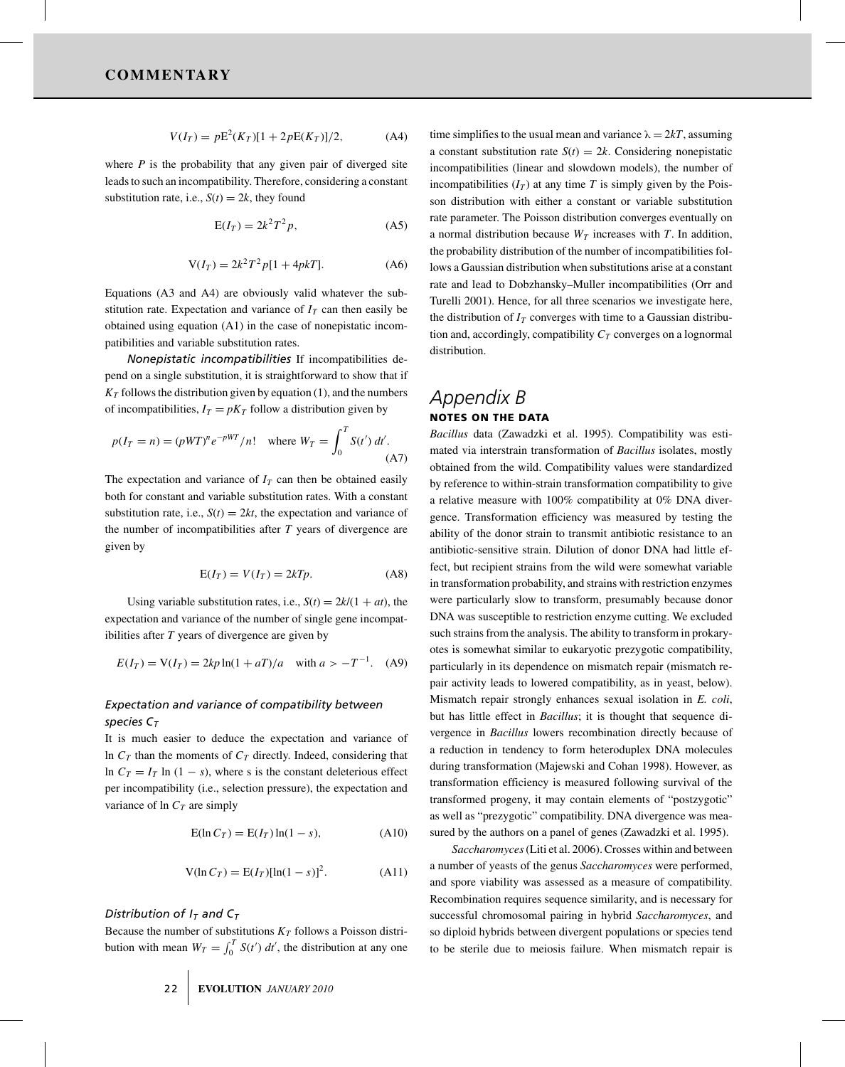$$V(I_T) = p\mathrm{E}^2(K_T)[1 + 2p\mathrm{E}(K_T)]/2, \quad \text{(A4)}$$

where $P$ is the probability that any given pair of diverged site leads to such an incompatibility. Therefore, considering a constant substitution rate, i.e., $S(t) = 2k$, they found

$$\mathrm{E}(I_T) = 2k^2T^2p, \quad \text{(A5)}$$

$$\mathrm{V}(I_T) = 2k^2T^2p[1 + 4pkT]. \quad \text{(A6)}$$

Equations (A3 and A4) are obviously valid whatever the substitution rate. Expectation and variance of $I_T$ can then easily be obtained using equation (A1) in the case of nonepistatic incompatibilities and variable substitution rates.

*Nonepistatic incompatibilities* If incompatibilities depend on a single substitution, it is straightforward to show that if $K_T$ follows the distribution given by equation (1), and the numbers of incompatibilities, $I_T = pK_T$ follow a distribution given by

$$p(I_T = n) = (pWT)^n e^{-pWT}/n! \quad \text{where } W_T = \int_0^T S(t')\,dt'. \quad \text{(A7)}$$

The expectation and variance of $I_T$ can then be obtained easily both for constant and variable substitution rates. With a constant substitution rate, i.e., $S(t) = 2kt$, the expectation and variance of the number of incompatibilities after $T$ years of divergence are given by

$$\mathrm{E}(I_T) = V(I_T) = 2kTp. \quad \text{(A8)}$$

Using variable substitution rates, i.e., $S(t) = 2k/(1 + at)$, the expectation and variance of the number of single gene incompatibilities after $T$ years of divergence are given by

$$E(I_T) = \mathrm{V}(I_T) = 2kp\ln(1 + aT)/a \quad \text{with } a > -T^{-1}. \quad \text{(A9)}$$

### *Expectation and variance of compatibility between species $C_T$*

It is much easier to deduce the expectation and variance of $\ln C_T$ than the moments of $C_T$ directly. Indeed, considering that $\ln C_T = I_T \ln(1 - s)$, where s is the constant deleterious effect per incompatibility (i.e., selection pressure), the expectation and variance of $\ln C_T$ are simply

$$\mathrm{E}(\ln C_T) = \mathrm{E}(I_T)\ln(1 - s), \quad \text{(A10)}$$

$$\mathrm{V}(\ln C_T) = \mathrm{E}(I_T)[\ln(1 - s)]^2. \quad \text{(A11)}$$

### *Distribution of $I_T$ and $C_T$*

Because the number of substitutions $K_T$ follows a Poisson distribution with mean $W_T = \int_0^T S(t')\,dt'$, the distribution at any one time simplifies to the usual mean and variance $\lambda = 2kT$, assuming a constant substitution rate $S(t) = 2k$. Considering nonepistatic incompatibilities (linear and slowdown models), the number of incompatibilities ($I_T$) at any time $T$ is simply given by the Poisson distribution with either a constant or variable substitution rate parameter. The Poisson distribution converges eventually on a normal distribution because $W_T$ increases with $T$. In addition, the probability distribution of the number of incompatibilities follows a Gaussian distribution when substitutions arise at a constant rate and lead to Dobzhansky–Muller incompatibilities (Orr and Turelli 2001). Hence, for all three scenarios we investigate here, the distribution of $I_T$ converges with time to a Gaussian distribution and, accordingly, compatibility $C_T$ converges on a lognormal distribution.

## *Appendix B*

### NOTES ON THE DATA

*Bacillus* data (Zawadzki et al. 1995). Compatibility was estimated via interstrain transformation of *Bacillus* isolates, mostly obtained from the wild. Compatibility values were standardized by reference to within-strain transformation compatibility to give a relative measure with 100% compatibility at 0% DNA divergence. Transformation efficiency was measured by testing the ability of the donor strain to transmit antibiotic resistance to an antibiotic-sensitive strain. Dilution of donor DNA had little effect, but recipient strains from the wild were somewhat variable in transformation probability, and strains with restriction enzymes were particularly slow to transform, presumably because donor DNA was susceptible to restriction enzyme cutting. We excluded such strains from the analysis. The ability to transform in prokaryotes is somewhat similar to eukaryotic prezygotic compatibility, particularly in its dependence on mismatch repair (mismatch repair activity leads to lowered compatibility, as in yeast, below). Mismatch repair strongly enhances sexual isolation in *E. coli*, but has little effect in *Bacillus*; it is thought that sequence divergence in *Bacillus* lowers recombination directly because of a reduction in tendency to form heteroduplex DNA molecules during transformation (Majewski and Cohan 1998). However, as transformation efficiency is measured following survival of the transformed progeny, it may contain elements of "postzygotic" as well as "prezygotic" compatibility. DNA divergence was measured by the authors on a panel of genes (Zawadzki et al. 1995).

*Saccharomyces* (Liti et al. 2006). Crosses within and between a number of yeasts of the genus *Saccharomyces* were performed, and spore viability was assessed as a measure of compatibility. Recombination requires sequence similarity, and is necessary for successful chromosomal pairing in hybrid *Saccharomyces*, and so diploid hybrids between divergent populations or species tend to be sterile due to meiosis failure. When mismatch repair is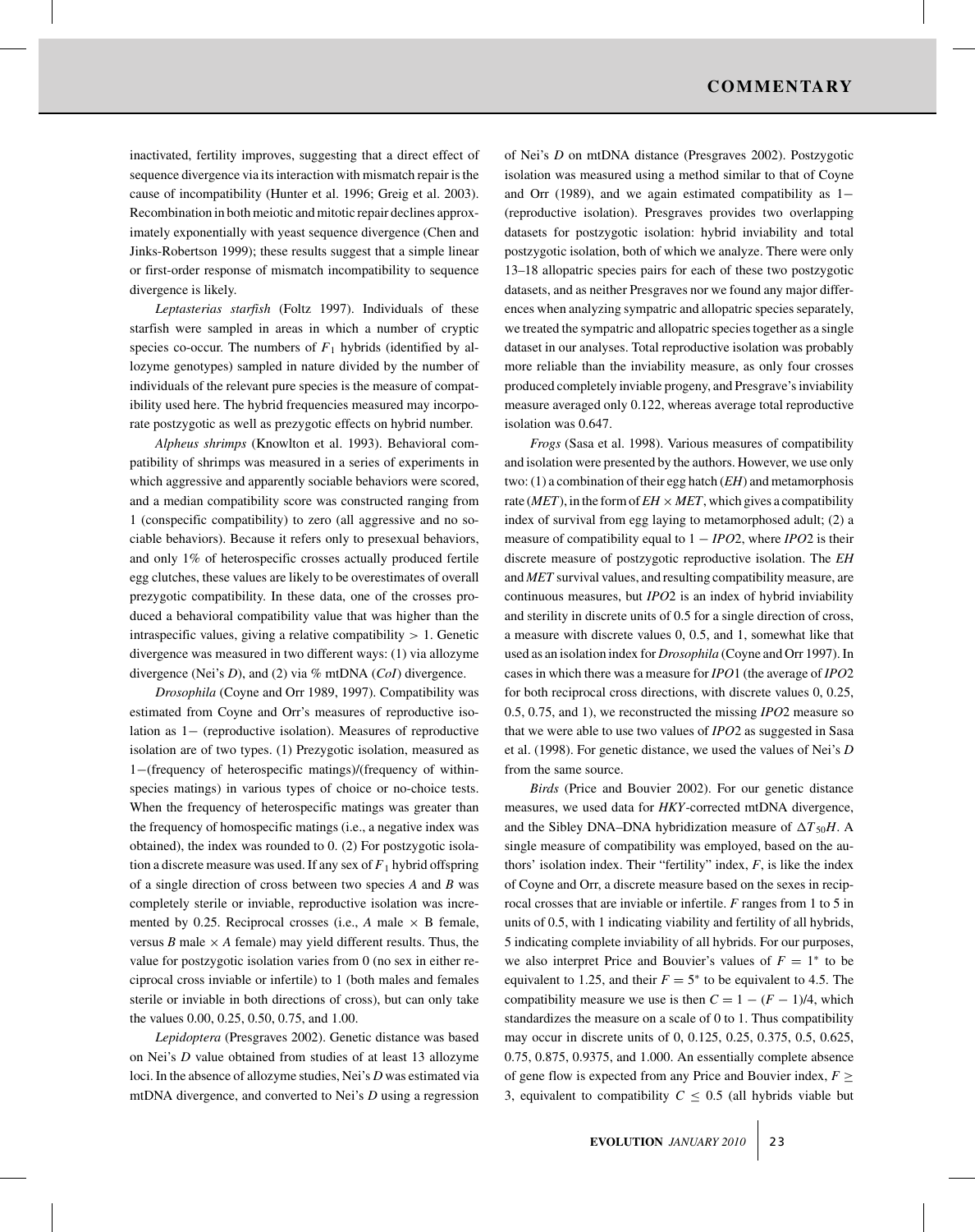inactivated, fertility improves, suggesting that a direct effect of sequence divergence via its interaction with mismatch repair is the cause of incompatibility (Hunter et al. 1996; Greig et al. 2003). Recombination in both meiotic and mitotic repair declines approximately exponentially with yeast sequence divergence (Chen and Jinks-Robertson 1999); these results suggest that a simple linear or first-order response of mismatch incompatibility to sequence divergence is likely.

*Leptasterias starfish* (Foltz 1997). Individuals of these starfish were sampled in areas in which a number of cryptic species co-occur. The numbers of $F_1$ hybrids (identified by allozyme genotypes) sampled in nature divided by the number of individuals of the relevant pure species is the measure of compatibility used here. The hybrid frequencies measured may incorporate postzygotic as well as prezygotic effects on hybrid number.

*Alpheus shrimps* (Knowlton et al. 1993). Behavioral compatibility of shrimps was measured in a series of experiments in which aggressive and apparently sociable behaviors were scored, and a median compatibility score was constructed ranging from 1 (conspecific compatibility) to zero (all aggressive and no sociable behaviors). Because it refers only to presexual behaviors, and only 1% of heterospecific crosses actually produced fertile egg clutches, these values are likely to be overestimates of overall prezygotic compatibility. In these data, one of the crosses produced a behavioral compatibility value that was higher than the intraspecific values, giving a relative compatibility $> 1$. Genetic divergence was measured in two different ways: (1) via allozyme divergence (Nei's *D*), and (2) via % mtDNA (*CoI*) divergence.

*Drosophila* (Coyne and Orr 1989, 1997). Compatibility was estimated from Coyne and Orr's measures of reproductive isolation as 1− (reproductive isolation). Measures of reproductive isolation are of two types. (1) Prezygotic isolation, measured as 1−(frequency of heterospecific matings)/(frequency of within-species matings) in various types of choice or no-choice tests. When the frequency of heterospecific matings was greater than the frequency of homospecific matings (i.e., a negative index was obtained), the index was rounded to 0. (2) For postzygotic isolation a discrete measure was used. If any sex of $F_1$ hybrid offspring of a single direction of cross between two species *A* and *B* was completely sterile or inviable, reproductive isolation was incremented by 0.25. Reciprocal crosses (i.e., *A* male × B female, versus *B* male × *A* female) may yield different results. Thus, the value for postzygotic isolation varies from 0 (no sex in either reciprocal cross inviable or infertile) to 1 (both males and females sterile or inviable in both directions of cross), but can only take the values 0.00, 0.25, 0.50, 0.75, and 1.00.

*Lepidoptera* (Presgraves 2002). Genetic distance was based on Nei's *D* value obtained from studies of at least 13 allozyme loci. In the absence of allozyme studies, Nei's *D* was estimated via mtDNA divergence, and converted to Nei's *D* using a regression of Nei's *D* on mtDNA distance (Presgraves 2002). Postzygotic isolation was measured using a method similar to that of Coyne and Orr (1989), and we again estimated compatibility as 1− (reproductive isolation). Presgraves provides two overlapping datasets for postzygotic isolation: hybrid inviability and total postzygotic isolation, both of which we analyze. There were only 13–18 allopatric species pairs for each of these two postzygotic datasets, and as neither Presgraves nor we found any major differences when analyzing sympatric and allopatric species separately, we treated the sympatric and allopatric species together as a single dataset in our analyses. Total reproductive isolation was probably more reliable than the inviability measure, as only four crosses produced completely inviable progeny, and Presgrave's inviability measure averaged only 0.122, whereas average total reproductive isolation was 0.647.

*Frogs* (Sasa et al. 1998). Various measures of compatibility and isolation were presented by the authors. However, we use only two: (1) a combination of their egg hatch (*EH*) and metamorphosis rate (*MET*), in the form of $EH \times MET$, which gives a compatibility index of survival from egg laying to metamorphosed adult; (2) a measure of compatibility equal to $1 - IPO2$, where *IPO*2 is their discrete measure of postzygotic reproductive isolation. The *EH* and *MET* survival values, and resulting compatibility measure, are continuous measures, but *IPO*2 is an index of hybrid inviability and sterility in discrete units of 0.5 for a single direction of cross, a measure with discrete values 0, 0.5, and 1, somewhat like that used as an isolation index for *Drosophila* (Coyne and Orr 1997). In cases in which there was a measure for *IPO*1 (the average of *IPO*2 for both reciprocal cross directions, with discrete values 0, 0.25, 0.5, 0.75, and 1), we reconstructed the missing *IPO*2 measure so that we were able to use two values of *IPO*2 as suggested in Sasa et al. (1998). For genetic distance, we used the values of Nei's *D* from the same source.

*Birds* (Price and Bouvier 2002). For our genetic distance measures, we used data for *HKY*-corrected mtDNA divergence, and the Sibley DNA–DNA hybridization measure of $\Delta T_{50}H$. A single measure of compatibility was employed, based on the authors' isolation index. Their "fertility" index, *F*, is like the index of Coyne and Orr, a discrete measure based on the sexes in reciprocal crosses that are inviable or infertile. *F* ranges from 1 to 5 in units of 0.5, with 1 indicating viability and fertility of all hybrids, 5 indicating complete inviability of all hybrids. For our purposes, we also interpret Price and Bouvier's values of $F = 1^*$ to be equivalent to 1.25, and their $F = 5^*$ to be equivalent to 4.5. The compatibility measure we use is then $C = 1 - (F - 1)/4$, which standardizes the measure on a scale of 0 to 1. Thus compatibility may occur in discrete units of 0, 0.125, 0.25, 0.375, 0.5, 0.625, 0.75, 0.875, 0.9375, and 1.000. An essentially complete absence of gene flow is expected from any Price and Bouvier index, $F \geq 3$, equivalent to compatibility $C \leq 0.5$ (all hybrids viable but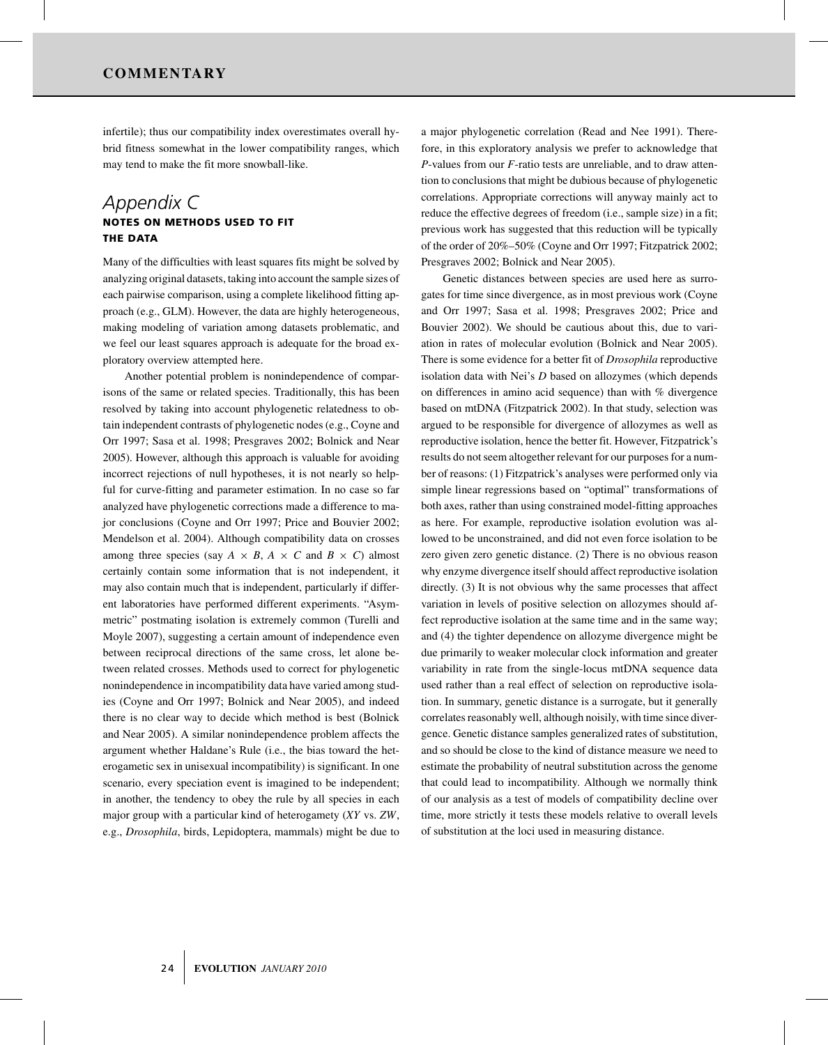infertile); thus our compatibility index overestimates overall hybrid fitness somewhat in the lower compatibility ranges, which may tend to make the fit more snowball-like.

# Appendix C
## NOTES ON METHODS USED TO FIT THE DATA

Many of the difficulties with least squares fits might be solved by analyzing original datasets, taking into account the sample sizes of each pairwise comparison, using a complete likelihood fitting approach (e.g., GLM). However, the data are highly heterogeneous, making modeling of variation among datasets problematic, and we feel our least squares approach is adequate for the broad exploratory overview attempted here.

Another potential problem is nonindependence of comparisons of the same or related species. Traditionally, this has been resolved by taking into account phylogenetic relatedness to obtain independent contrasts of phylogenetic nodes (e.g., Coyne and Orr 1997; Sasa et al. 1998; Presgraves 2002; Bolnick and Near 2005). However, although this approach is valuable for avoiding incorrect rejections of null hypotheses, it is not nearly so helpful for curve-fitting and parameter estimation. In no case so far analyzed have phylogenetic corrections made a difference to major conclusions (Coyne and Orr 1997; Price and Bouvier 2002; Mendelson et al. 2004). Although compatibility data on crosses among three species (say $A \times B$, $A \times C$ and $B \times C$) almost certainly contain some information that is not independent, it may also contain much that is independent, particularly if different laboratories have performed different experiments. "Asymmetric" postmating isolation is extremely common (Turelli and Moyle 2007), suggesting a certain amount of independence even between reciprocal directions of the same cross, let alone between related crosses. Methods used to correct for phylogenetic nonindependence in incompatibility data have varied among studies (Coyne and Orr 1997; Bolnick and Near 2005), and indeed there is no clear way to decide which method is best (Bolnick and Near 2005). A similar nonindependence problem affects the argument whether Haldane's Rule (i.e., the bias toward the heterogametic sex in unisexual incompatibility) is significant. In one scenario, every speciation event is imagined to be independent; in another, the tendency to obey the rule by all species in each major group with a particular kind of heterogamety (*XY* vs. *ZW*, e.g., *Drosophila*, birds, Lepidoptera, mammals) might be due to a major phylogenetic correlation (Read and Nee 1991). Therefore, in this exploratory analysis we prefer to acknowledge that *P*-values from our *F*-ratio tests are unreliable, and to draw attention to conclusions that might be dubious because of phylogenetic correlations. Appropriate corrections will anyway mainly act to reduce the effective degrees of freedom (i.e., sample size) in a fit; previous work has suggested that this reduction will be typically of the order of 20%–50% (Coyne and Orr 1997; Fitzpatrick 2002; Presgraves 2002; Bolnick and Near 2005).

Genetic distances between species are used here as surrogates for time since divergence, as in most previous work (Coyne and Orr 1997; Sasa et al. 1998; Presgraves 2002; Price and Bouvier 2002). We should be cautious about this, due to variation in rates of molecular evolution (Bolnick and Near 2005). There is some evidence for a better fit of *Drosophila* reproductive isolation data with Nei's *D* based on allozymes (which depends on differences in amino acid sequence) than with % divergence based on mtDNA (Fitzpatrick 2002). In that study, selection was argued to be responsible for divergence of allozymes as well as reproductive isolation, hence the better fit. However, Fitzpatrick's results do not seem altogether relevant for our purposes for a number of reasons: (1) Fitzpatrick's analyses were performed only via simple linear regressions based on "optimal" transformations of both axes, rather than using constrained model-fitting approaches as here. For example, reproductive isolation evolution was allowed to be unconstrained, and did not even force isolation to be zero given zero genetic distance. (2) There is no obvious reason why enzyme divergence itself should affect reproductive isolation directly. (3) It is not obvious why the same processes that affect variation in levels of positive selection on allozymes should affect reproductive isolation at the same time and in the same way; and (4) the tighter dependence on allozyme divergence might be due primarily to weaker molecular clock information and greater variability in rate from the single-locus mtDNA sequence data used rather than a real effect of selection on reproductive isolation. In summary, genetic distance is a surrogate, but it generally correlates reasonably well, although noisily, with time since divergence. Genetic distance samples generalized rates of substitution, and so should be close to the kind of distance measure we need to estimate the probability of neutral substitution across the genome that could lead to incompatibility. Although we normally think of our analysis as a test of models of compatibility decline over time, more strictly it tests these models relative to overall levels of substitution at the loci used in measuring distance.